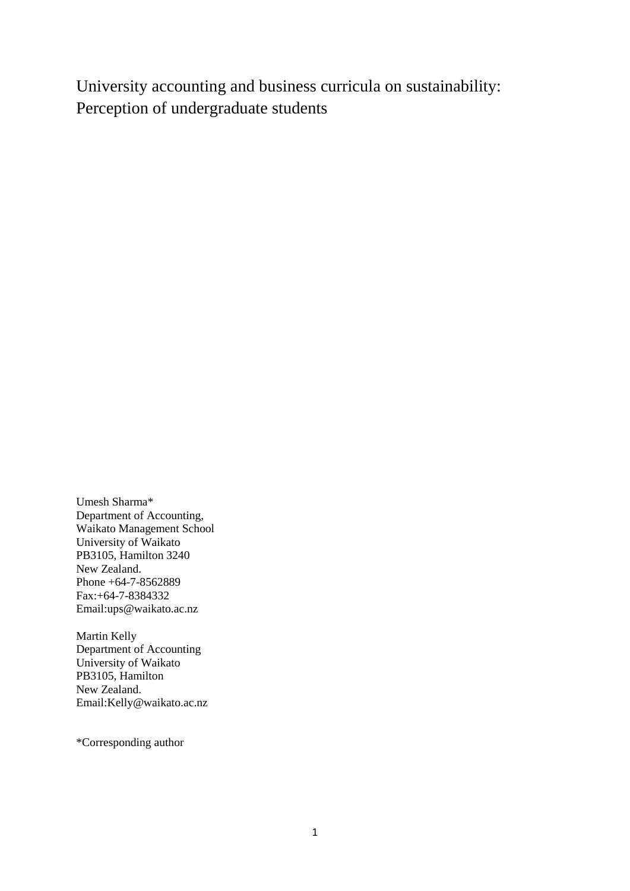# University accounting and business curricula on sustainability: Perception of undergraduate students

Umesh Sharma*  
Department of Accounting,  
Waikato Management School  
University of Waikato  
PB3105, Hamilton 3240  
New Zealand.  
Phone +64-7-8562889  
Fax:+64-7-8384332  
Email:ups@waikato.ac.nz

Martin Kelly  
Department of Accounting  
University of Waikato  
PB3105, Hamilton  
New Zealand.  
Email:Kelly@waikato.ac.nz

*Corresponding author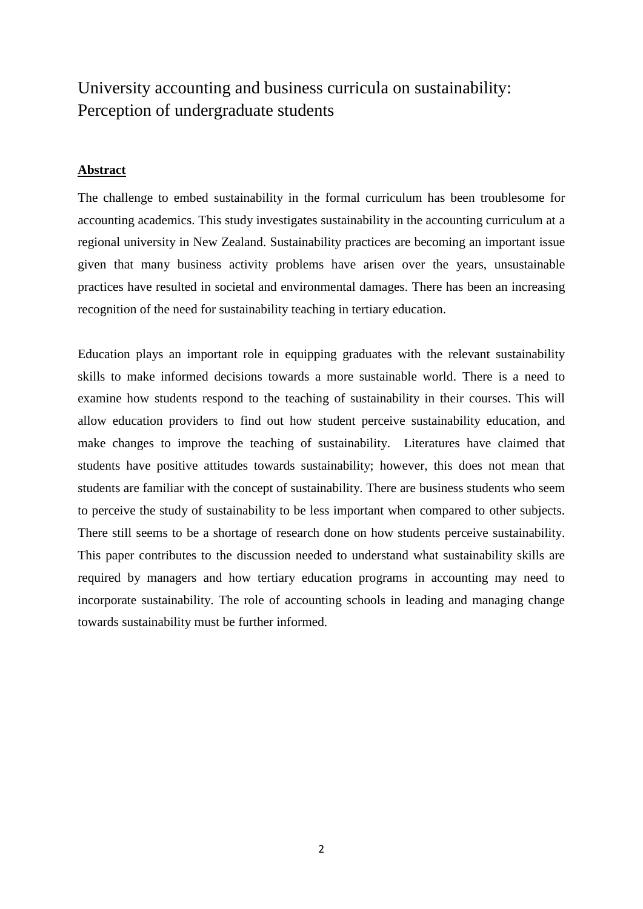# University accounting and business curricula on sustainability: Perception of undergraduate students

## **Abstract**

The challenge to embed sustainability in the formal curriculum has been troublesome for accounting academics. This study investigates sustainability in the accounting curriculum at a regional university in New Zealand. Sustainability practices are becoming an important issue given that many business activity problems have arisen over the years, unsustainable practices have resulted in societal and environmental damages. There has been an increasing recognition of the need for sustainability teaching in tertiary education.

Education plays an important role in equipping graduates with the relevant sustainability skills to make informed decisions towards a more sustainable world. There is a need to examine how students respond to the teaching of sustainability in their courses. This will allow education providers to find out how student perceive sustainability education, and make changes to improve the teaching of sustainability. Literatures have claimed that students have positive attitudes towards sustainability; however, this does not mean that students are familiar with the concept of sustainability. There are business students who seem to perceive the study of sustainability to be less important when compared to other subjects. There still seems to be a shortage of research done on how students perceive sustainability. This paper contributes to the discussion needed to understand what sustainability skills are required by managers and how tertiary education programs in accounting may need to incorporate sustainability. The role of accounting schools in leading and managing change towards sustainability must be further informed.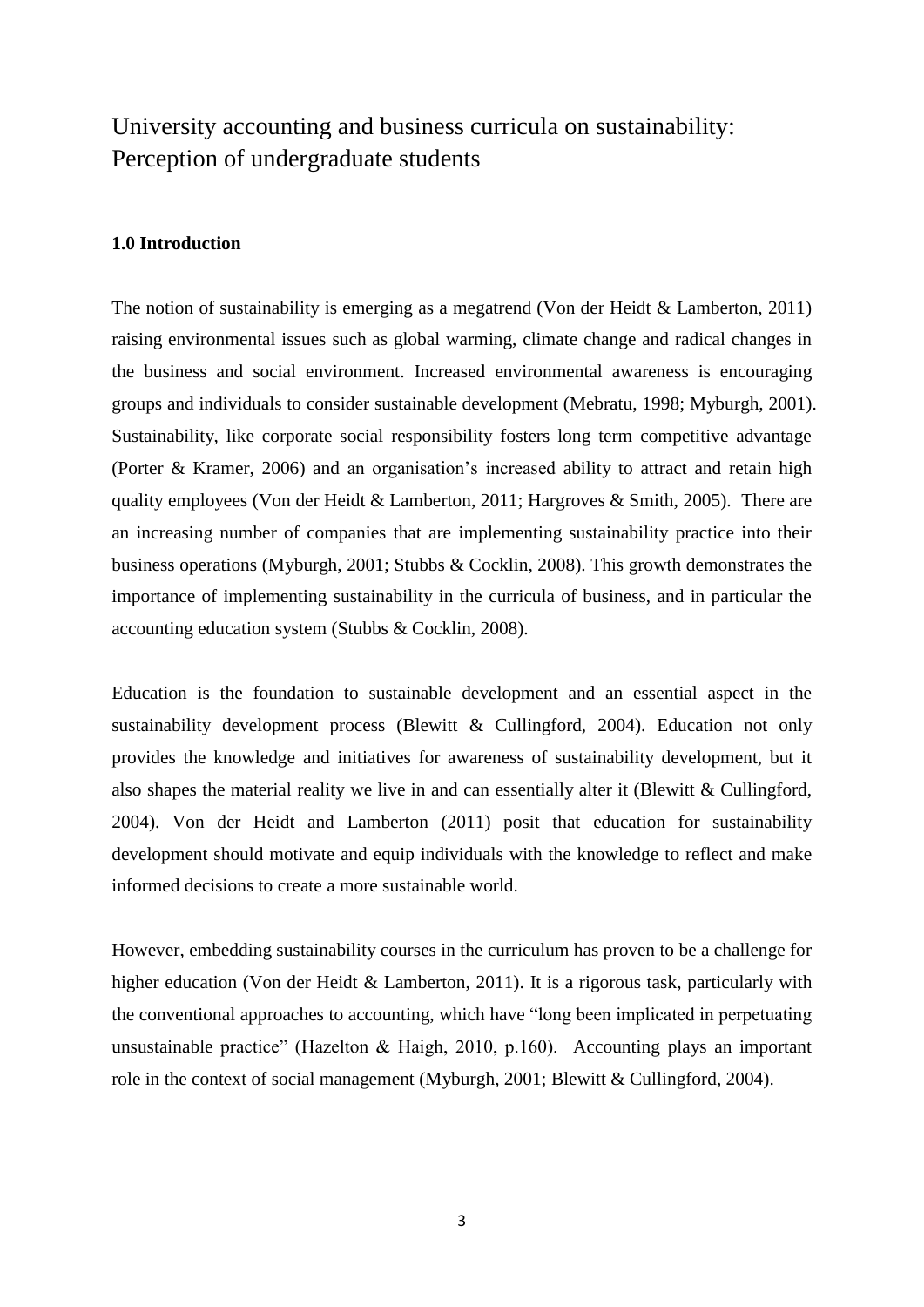# University accounting and business curricula on sustainability: Perception of undergraduate students

## 1.0 Introduction

The notion of sustainability is emerging as a megatrend (Von der Heidt & Lamberton, 2011) raising environmental issues such as global warming, climate change and radical changes in the business and social environment. Increased environmental awareness is encouraging groups and individuals to consider sustainable development (Mebratu, 1998; Myburgh, 2001). Sustainability, like corporate social responsibility fosters long term competitive advantage (Porter & Kramer, 2006) and an organisation's increased ability to attract and retain high quality employees (Von der Heidt & Lamberton, 2011; Hargroves & Smith, 2005). There are an increasing number of companies that are implementing sustainability practice into their business operations (Myburgh, 2001; Stubbs & Cocklin, 2008). This growth demonstrates the importance of implementing sustainability in the curricula of business, and in particular the accounting education system (Stubbs & Cocklin, 2008).

Education is the foundation to sustainable development and an essential aspect in the sustainability development process (Blewitt & Cullingford, 2004). Education not only provides the knowledge and initiatives for awareness of sustainability development, but it also shapes the material reality we live in and can essentially alter it (Blewitt & Cullingford, 2004). Von der Heidt and Lamberton (2011) posit that education for sustainability development should motivate and equip individuals with the knowledge to reflect and make informed decisions to create a more sustainable world.

However, embedding sustainability courses in the curriculum has proven to be a challenge for higher education (Von der Heidt & Lamberton, 2011). It is a rigorous task, particularly with the conventional approaches to accounting, which have "long been implicated in perpetuating unsustainable practice" (Hazelton & Haigh, 2010, p.160). Accounting plays an important role in the context of social management (Myburgh, 2001; Blewitt & Cullingford, 2004).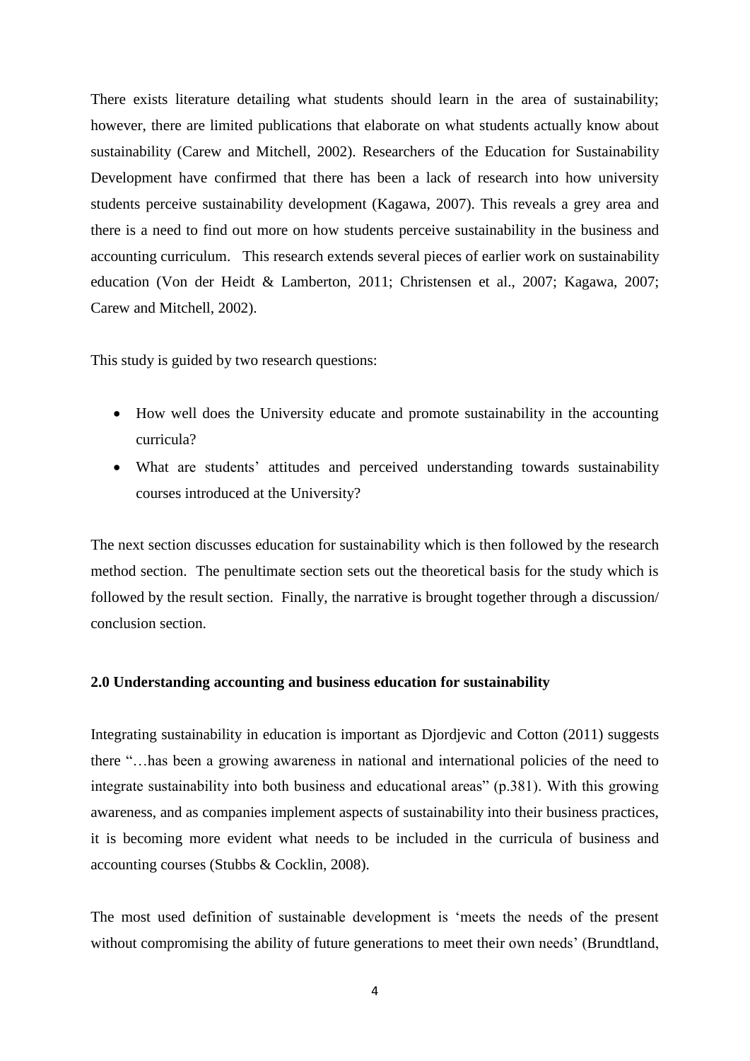There exists literature detailing what students should learn in the area of sustainability; however, there are limited publications that elaborate on what students actually know about sustainability (Carew and Mitchell, 2002). Researchers of the Education for Sustainability Development have confirmed that there has been a lack of research into how university students perceive sustainability development (Kagawa, 2007). This reveals a grey area and there is a need to find out more on how students perceive sustainability in the business and accounting curriculum. This research extends several pieces of earlier work on sustainability education (Von der Heidt & Lamberton, 2011; Christensen et al., 2007; Kagawa, 2007; Carew and Mitchell, 2002).

This study is guided by two research questions:

- How well does the University educate and promote sustainability in the accounting curricula?
- What are students' attitudes and perceived understanding towards sustainability courses introduced at the University?

The next section discusses education for sustainability which is then followed by the research method section. The penultimate section sets out the theoretical basis for the study which is followed by the result section. Finally, the narrative is brought together through a discussion/ conclusion section.

## 2.0 Understanding accounting and business education for sustainability

Integrating sustainability in education is important as Djordjevic and Cotton (2011) suggests there "…has been a growing awareness in national and international policies of the need to integrate sustainability into both business and educational areas" (p.381). With this growing awareness, and as companies implement aspects of sustainability into their business practices, it is becoming more evident what needs to be included in the curricula of business and accounting courses (Stubbs & Cocklin, 2008).

The most used definition of sustainable development is 'meets the needs of the present without compromising the ability of future generations to meet their own needs' (Brundtland,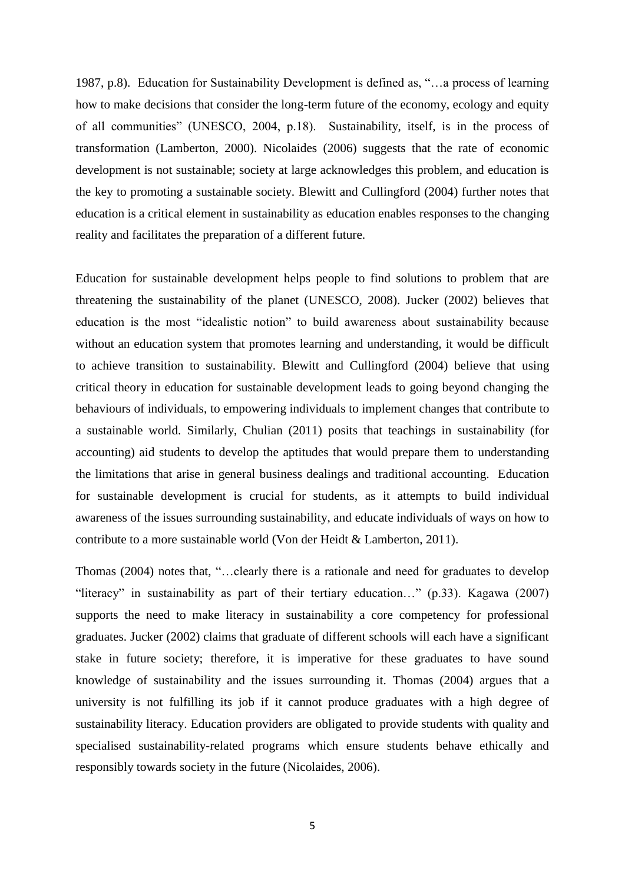1987, p.8). Education for Sustainability Development is defined as, "…a process of learning how to make decisions that consider the long-term future of the economy, ecology and equity of all communities" (UNESCO, 2004, p.18). Sustainability, itself, is in the process of transformation (Lamberton, 2000). Nicolaides (2006) suggests that the rate of economic development is not sustainable; society at large acknowledges this problem, and education is the key to promoting a sustainable society. Blewitt and Cullingford (2004) further notes that education is a critical element in sustainability as education enables responses to the changing reality and facilitates the preparation of a different future.

Education for sustainable development helps people to find solutions to problem that are threatening the sustainability of the planet (UNESCO, 2008). Jucker (2002) believes that education is the most "idealistic notion" to build awareness about sustainability because without an education system that promotes learning and understanding, it would be difficult to achieve transition to sustainability. Blewitt and Cullingford (2004) believe that using critical theory in education for sustainable development leads to going beyond changing the behaviours of individuals, to empowering individuals to implement changes that contribute to a sustainable world. Similarly, Chulian (2011) posits that teachings in sustainability (for accounting) aid students to develop the aptitudes that would prepare them to understanding the limitations that arise in general business dealings and traditional accounting. Education for sustainable development is crucial for students, as it attempts to build individual awareness of the issues surrounding sustainability, and educate individuals of ways on how to contribute to a more sustainable world (Von der Heidt & Lamberton, 2011).

Thomas (2004) notes that, "…clearly there is a rationale and need for graduates to develop "literacy" in sustainability as part of their tertiary education…" (p.33). Kagawa (2007) supports the need to make literacy in sustainability a core competency for professional graduates. Jucker (2002) claims that graduate of different schools will each have a significant stake in future society; therefore, it is imperative for these graduates to have sound knowledge of sustainability and the issues surrounding it. Thomas (2004) argues that a university is not fulfilling its job if it cannot produce graduates with a high degree of sustainability literacy. Education providers are obligated to provide students with quality and specialised sustainability-related programs which ensure students behave ethically and responsibly towards society in the future (Nicolaides, 2006).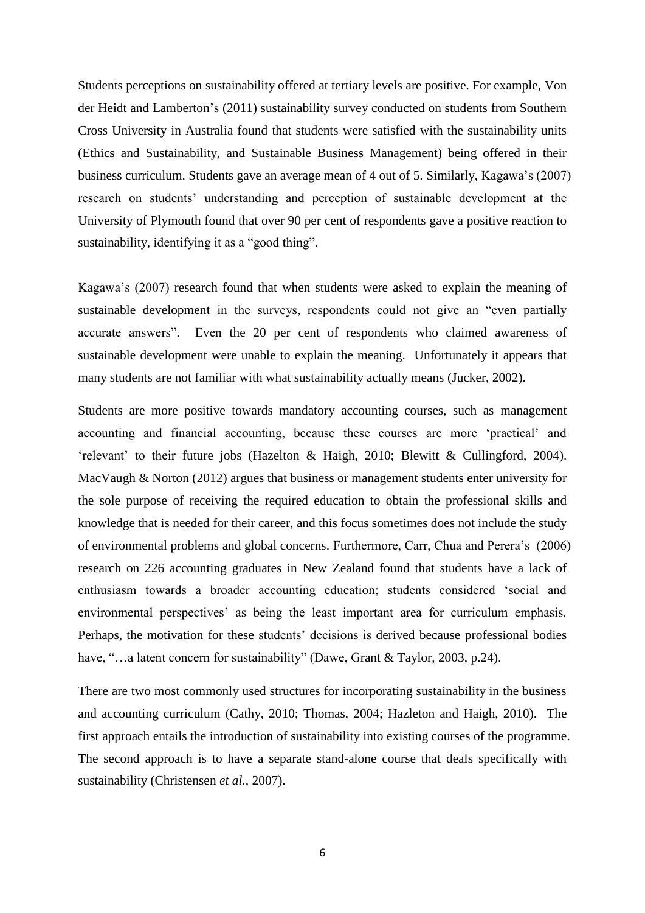Students perceptions on sustainability offered at tertiary levels are positive. For example, Von der Heidt and Lamberton's (2011) sustainability survey conducted on students from Southern Cross University in Australia found that students were satisfied with the sustainability units (Ethics and Sustainability, and Sustainable Business Management) being offered in their business curriculum. Students gave an average mean of 4 out of 5. Similarly, Kagawa's (2007) research on students' understanding and perception of sustainable development at the University of Plymouth found that over 90 per cent of respondents gave a positive reaction to sustainability, identifying it as a "good thing".

Kagawa's (2007) research found that when students were asked to explain the meaning of sustainable development in the surveys, respondents could not give an "even partially accurate answers". Even the 20 per cent of respondents who claimed awareness of sustainable development were unable to explain the meaning. Unfortunately it appears that many students are not familiar with what sustainability actually means (Jucker, 2002).

Students are more positive towards mandatory accounting courses, such as management accounting and financial accounting, because these courses are more 'practical' and 'relevant' to their future jobs (Hazelton & Haigh, 2010; Blewitt & Cullingford, 2004). MacVaugh & Norton (2012) argues that business or management students enter university for the sole purpose of receiving the required education to obtain the professional skills and knowledge that is needed for their career, and this focus sometimes does not include the study of environmental problems and global concerns. Furthermore, Carr, Chua and Perera's (2006) research on 226 accounting graduates in New Zealand found that students have a lack of enthusiasm towards a broader accounting education; students considered 'social and environmental perspectives' as being the least important area for curriculum emphasis. Perhaps, the motivation for these students' decisions is derived because professional bodies have, "…a latent concern for sustainability" (Dawe, Grant & Taylor, 2003, p.24).

There are two most commonly used structures for incorporating sustainability in the business and accounting curriculum (Cathy, 2010; Thomas, 2004; Hazleton and Haigh, 2010). The first approach entails the introduction of sustainability into existing courses of the programme. The second approach is to have a separate stand-alone course that deals specifically with sustainability (Christensen *et al.,* 2007).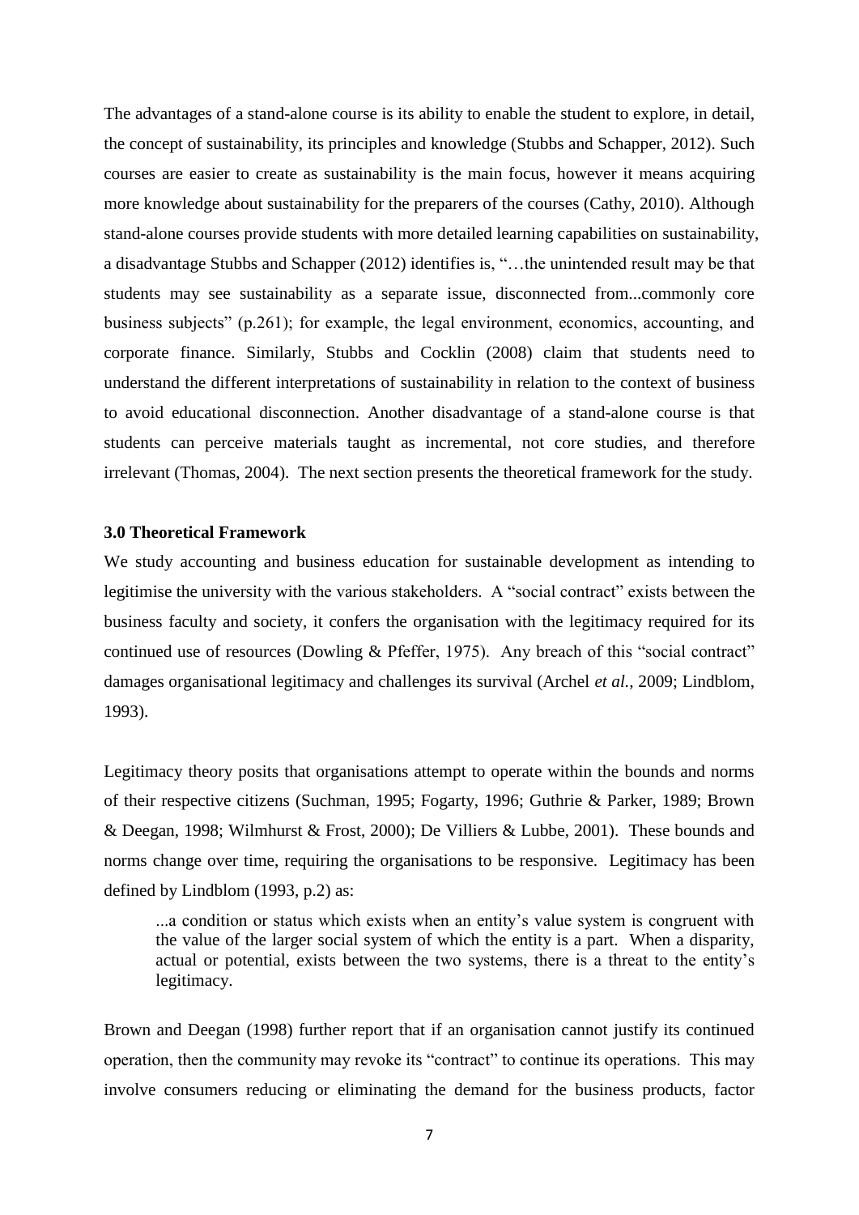The advantages of a stand-alone course is its ability to enable the student to explore, in detail, the concept of sustainability, its principles and knowledge (Stubbs and Schapper, 2012). Such courses are easier to create as sustainability is the main focus, however it means acquiring more knowledge about sustainability for the preparers of the courses (Cathy, 2010). Although stand-alone courses provide students with more detailed learning capabilities on sustainability, a disadvantage Stubbs and Schapper (2012) identifies is, "…the unintended result may be that students may see sustainability as a separate issue, disconnected from...commonly core business subjects" (p.261); for example, the legal environment, economics, accounting, and corporate finance. Similarly, Stubbs and Cocklin (2008) claim that students need to understand the different interpretations of sustainability in relation to the context of business to avoid educational disconnection. Another disadvantage of a stand-alone course is that students can perceive materials taught as incremental, not core studies, and therefore irrelevant (Thomas, 2004). The next section presents the theoretical framework for the study.

### 3.0 Theoretical Framework

We study accounting and business education for sustainable development as intending to legitimise the university with the various stakeholders. A "social contract" exists between the business faculty and society, it confers the organisation with the legitimacy required for its continued use of resources (Dowling & Pfeffer, 1975). Any breach of this "social contract" damages organisational legitimacy and challenges its survival (Archel *et al.,* 2009; Lindblom, 1993).

Legitimacy theory posits that organisations attempt to operate within the bounds and norms of their respective citizens (Suchman, 1995; Fogarty, 1996; Guthrie & Parker, 1989; Brown & Deegan, 1998; Wilmhurst & Frost, 2000); De Villiers & Lubbe, 2001). These bounds and norms change over time, requiring the organisations to be responsive. Legitimacy has been defined by Lindblom (1993, p.2) as:

> ...a condition or status which exists when an entity's value system is congruent with the value of the larger social system of which the entity is a part. When a disparity, actual or potential, exists between the two systems, there is a threat to the entity's legitimacy.

Brown and Deegan (1998) further report that if an organisation cannot justify its continued operation, then the community may revoke its "contract" to continue its operations. This may involve consumers reducing or eliminating the demand for the business products, factor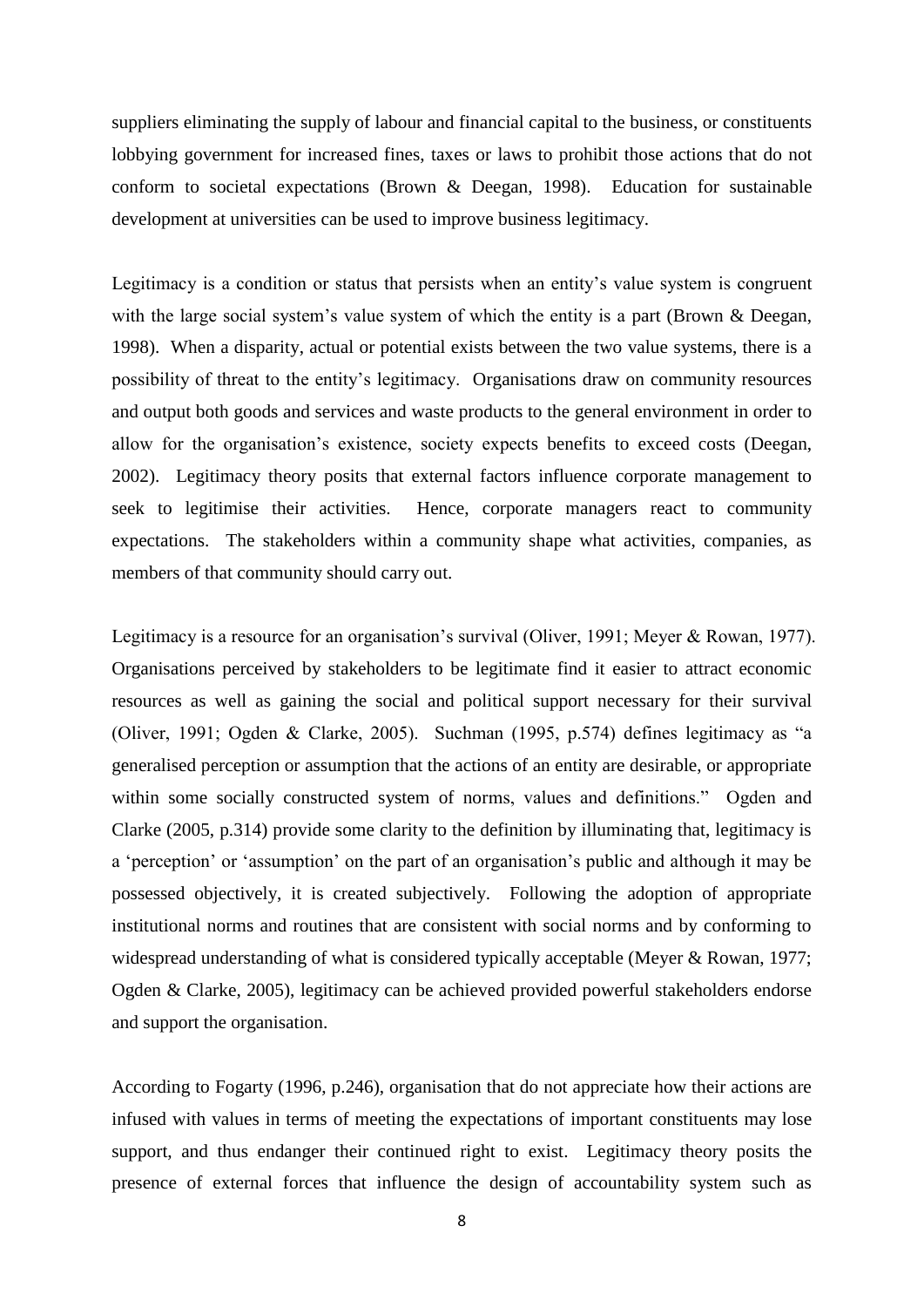suppliers eliminating the supply of labour and financial capital to the business, or constituents lobbying government for increased fines, taxes or laws to prohibit those actions that do not conform to societal expectations (Brown & Deegan, 1998). Education for sustainable development at universities can be used to improve business legitimacy.

Legitimacy is a condition or status that persists when an entity's value system is congruent with the large social system's value system of which the entity is a part (Brown & Deegan, 1998). When a disparity, actual or potential exists between the two value systems, there is a possibility of threat to the entity's legitimacy. Organisations draw on community resources and output both goods and services and waste products to the general environment in order to allow for the organisation's existence, society expects benefits to exceed costs (Deegan, 2002). Legitimacy theory posits that external factors influence corporate management to seek to legitimise their activities. Hence, corporate managers react to community expectations. The stakeholders within a community shape what activities, companies, as members of that community should carry out.

Legitimacy is a resource for an organisation's survival (Oliver, 1991; Meyer & Rowan, 1977). Organisations perceived by stakeholders to be legitimate find it easier to attract economic resources as well as gaining the social and political support necessary for their survival (Oliver, 1991; Ogden & Clarke, 2005). Suchman (1995, p.574) defines legitimacy as "a generalised perception or assumption that the actions of an entity are desirable, or appropriate within some socially constructed system of norms, values and definitions." Ogden and Clarke (2005, p.314) provide some clarity to the definition by illuminating that, legitimacy is a 'perception' or 'assumption' on the part of an organisation's public and although it may be possessed objectively, it is created subjectively. Following the adoption of appropriate institutional norms and routines that are consistent with social norms and by conforming to widespread understanding of what is considered typically acceptable (Meyer & Rowan, 1977; Ogden & Clarke, 2005), legitimacy can be achieved provided powerful stakeholders endorse and support the organisation.

According to Fogarty (1996, p.246), organisation that do not appreciate how their actions are infused with values in terms of meeting the expectations of important constituents may lose support, and thus endanger their continued right to exist. Legitimacy theory posits the presence of external forces that influence the design of accountability system such as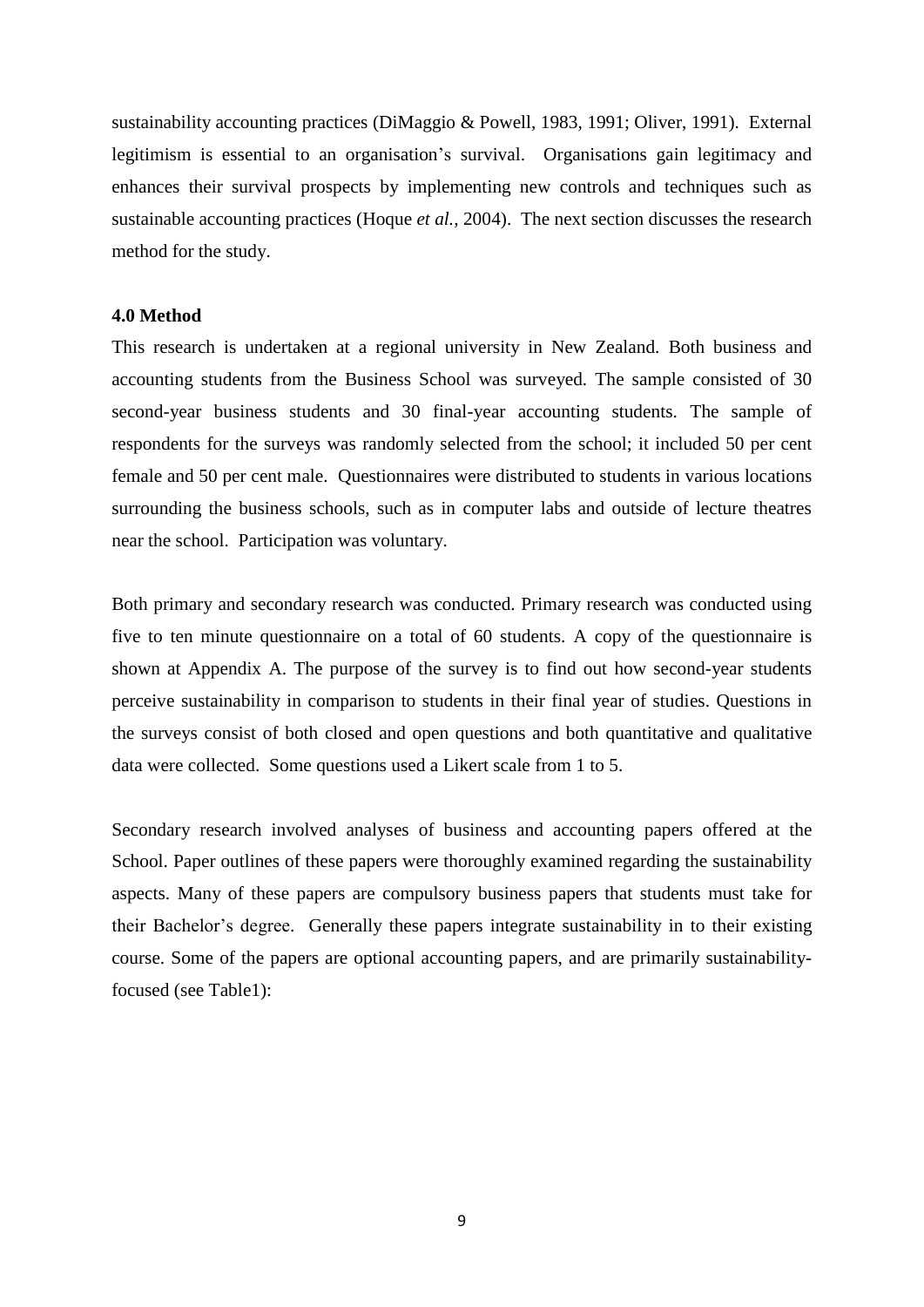sustainability accounting practices (DiMaggio & Powell, 1983, 1991; Oliver, 1991). External legitimism is essential to an organisation's survival. Organisations gain legitimacy and enhances their survival prospects by implementing new controls and techniques such as sustainable accounting practices (Hoque *et al.,* 2004). The next section discusses the research method for the study.

## 4.0 Method

This research is undertaken at a regional university in New Zealand. Both business and accounting students from the Business School was surveyed. The sample consisted of 30 second-year business students and 30 final-year accounting students. The sample of respondents for the surveys was randomly selected from the school; it included 50 per cent female and 50 per cent male. Questionnaires were distributed to students in various locations surrounding the business schools, such as in computer labs and outside of lecture theatres near the school. Participation was voluntary.

Both primary and secondary research was conducted. Primary research was conducted using five to ten minute questionnaire on a total of 60 students. A copy of the questionnaire is shown at Appendix A. The purpose of the survey is to find out how second-year students perceive sustainability in comparison to students in their final year of studies. Questions in the surveys consist of both closed and open questions and both quantitative and qualitative data were collected. Some questions used a Likert scale from 1 to 5.

Secondary research involved analyses of business and accounting papers offered at the School. Paper outlines of these papers were thoroughly examined regarding the sustainability aspects. Many of these papers are compulsory business papers that students must take for their Bachelor's degree. Generally these papers integrate sustainability in to their existing course. Some of the papers are optional accounting papers, and are primarily sustainability-focused (see Table1):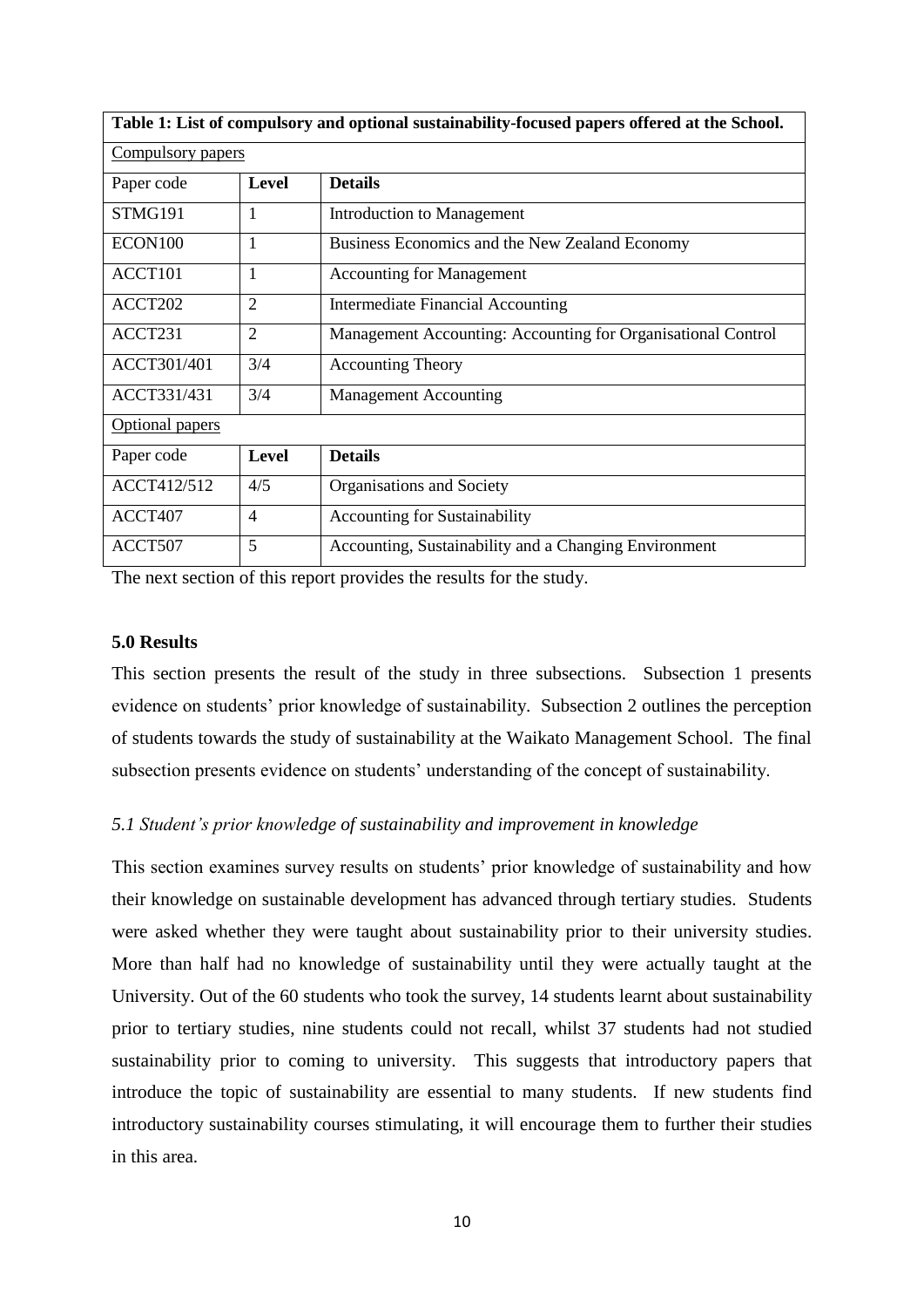**Table 1: List of compulsory and optional sustainability-focused papers offered at the School.**

| Paper code | Level | Details |
|---|---|---|
| Compulsory papers | | |
| STMG191 | 1 | Introduction to Management |
| ECON100 | 1 | Business Economics and the New Zealand Economy |
| ACCT101 | 1 | Accounting for Management |
| ACCT202 | 2 | Intermediate Financial Accounting |
| ACCT231 | 2 | Management Accounting: Accounting for Organisational Control |
| ACCT301/401 | 3/4 | Accounting Theory |
| ACCT331/431 | 3/4 | Management Accounting |
| Optional papers | | |
| ACCT412/512 | 4/5 | Organisations and Society |
| ACCT407 | 4 | Accounting for Sustainability |
| ACCT507 | 5 | Accounting, Sustainability and a Changing Environment |

The next section of this report provides the results for the study.

## 5.0 Results

This section presents the result of the study in three subsections. Subsection 1 presents evidence on students' prior knowledge of sustainability. Subsection 2 outlines the perception of students towards the study of sustainability at the Waikato Management School. The final subsection presents evidence on students' understanding of the concept of sustainability.

### *5.1 Student's prior knowledge of sustainability and improvement in knowledge*

This section examines survey results on students' prior knowledge of sustainability and how their knowledge on sustainable development has advanced through tertiary studies. Students were asked whether they were taught about sustainability prior to their university studies. More than half had no knowledge of sustainability until they were actually taught at the University. Out of the 60 students who took the survey, 14 students learnt about sustainability prior to tertiary studies, nine students could not recall, whilst 37 students had not studied sustainability prior to coming to university. This suggests that introductory papers that introduce the topic of sustainability are essential to many students. If new students find introductory sustainability courses stimulating, it will encourage them to further their studies in this area.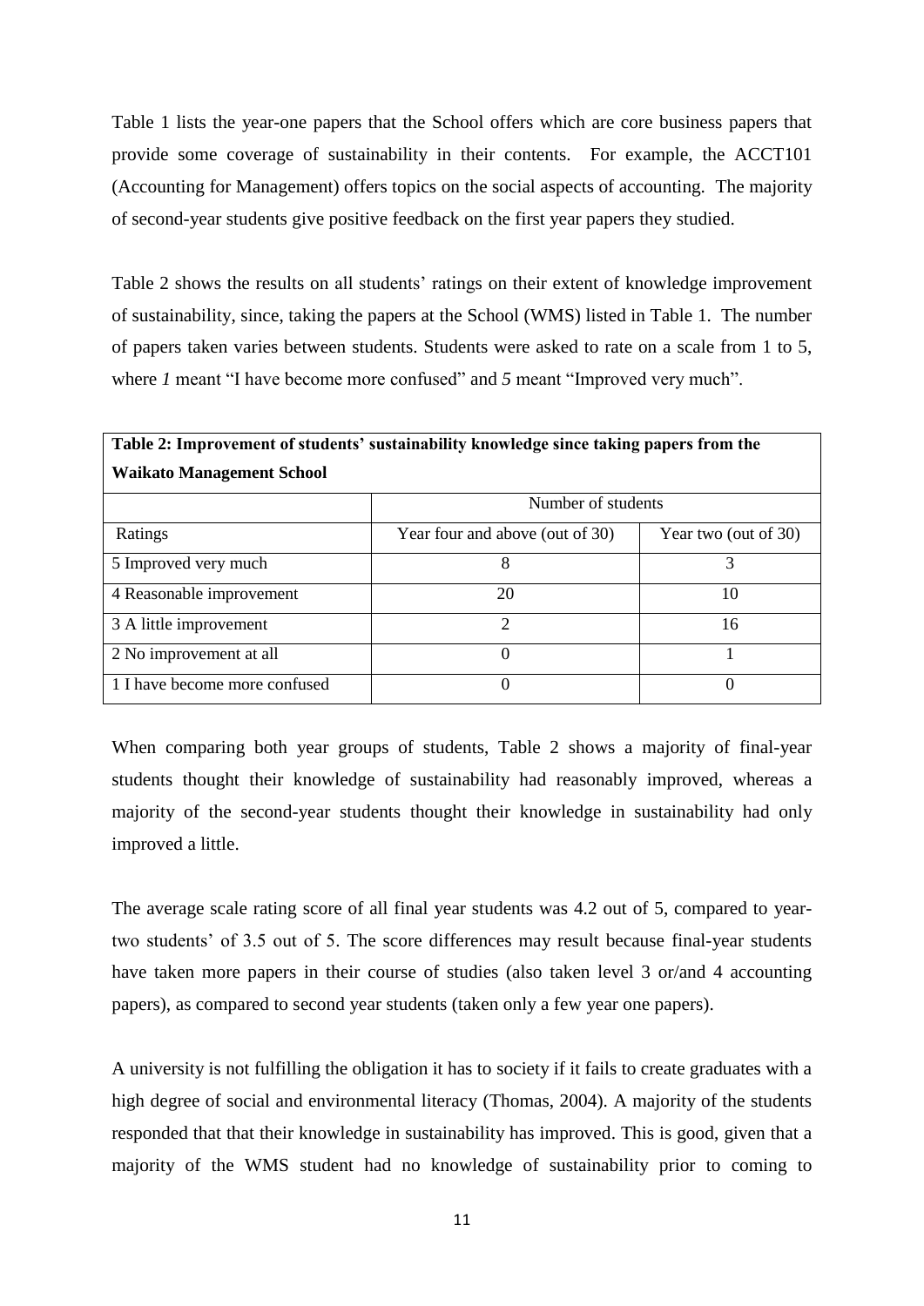Table 1 lists the year-one papers that the School offers which are core business papers that provide some coverage of sustainability in their contents. For example, the ACCT101 (Accounting for Management) offers topics on the social aspects of accounting. The majority of second-year students give positive feedback on the first year papers they studied.

Table 2 shows the results on all students' ratings on their extent of knowledge improvement of sustainability, since, taking the papers at the School (WMS) listed in Table 1. The number of papers taken varies between students. Students were asked to rate on a scale from 1 to 5, where *1* meant "I have become more confused" and *5* meant "Improved very much".

**Table 2: Improvement of students' sustainability knowledge since taking papers from the Waikato Management School**

| | Number of students | |
|---|---|---|
| Ratings | Year four and above (out of 30) | Year two (out of 30) |
| 5 Improved very much | 8 | 3 |
| 4 Reasonable improvement | 20 | 10 |
| 3 A little improvement | 2 | 16 |
| 2 No improvement at all | 0 | 1 |
| 1 I have become more confused | 0 | 0 |

When comparing both year groups of students, Table 2 shows a majority of final-year students thought their knowledge of sustainability had reasonably improved, whereas a majority of the second-year students thought their knowledge in sustainability had only improved a little.

The average scale rating score of all final year students was 4.2 out of 5, compared to year-two students' of 3.5 out of 5. The score differences may result because final-year students have taken more papers in their course of studies (also taken level 3 or/and 4 accounting papers), as compared to second year students (taken only a few year one papers).

A university is not fulfilling the obligation it has to society if it fails to create graduates with a high degree of social and environmental literacy (Thomas, 2004). A majority of the students responded that that their knowledge in sustainability has improved. This is good, given that a majority of the WMS student had no knowledge of sustainability prior to coming to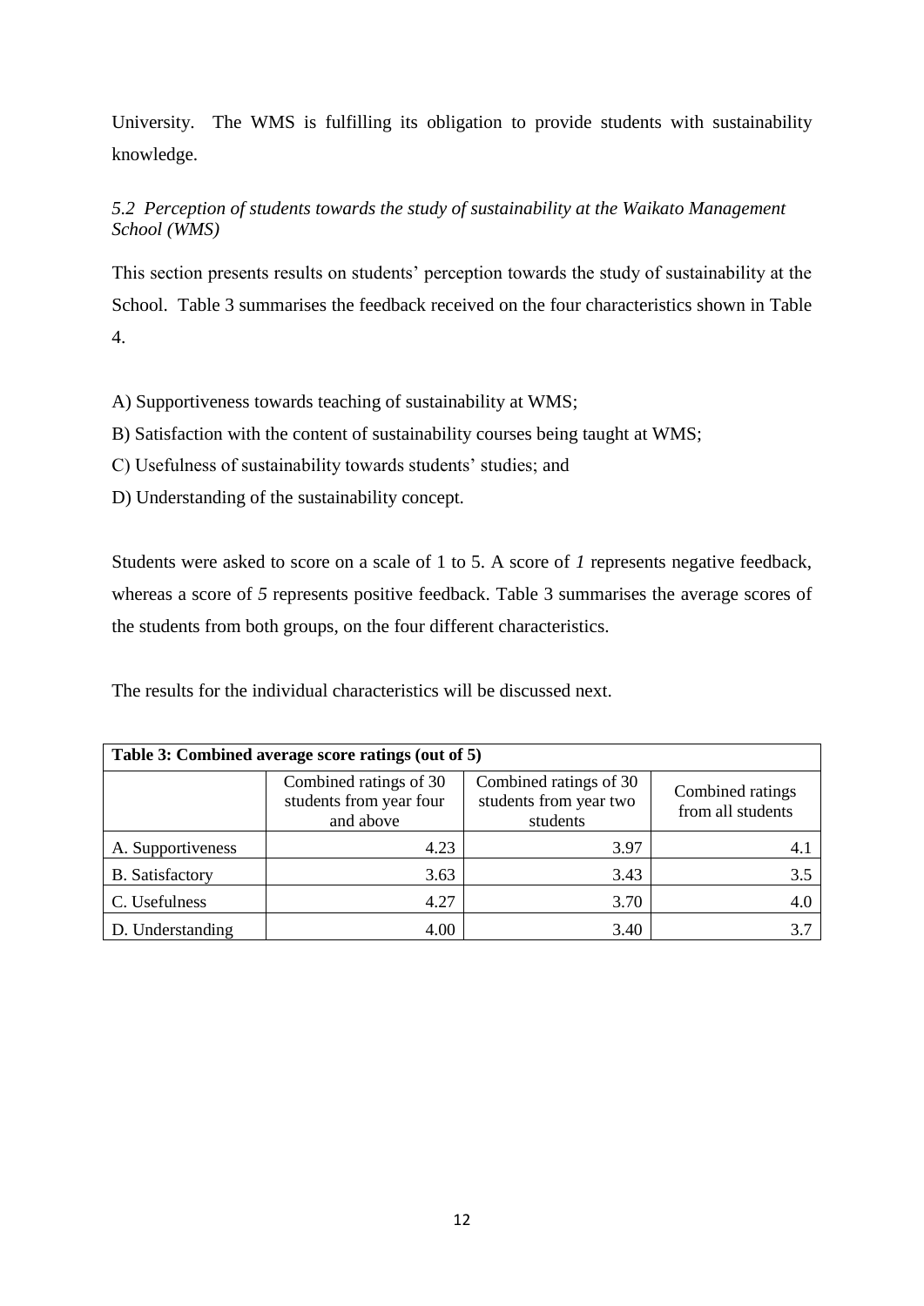University. The WMS is fulfilling its obligation to provide students with sustainability knowledge.

### *5.2 Perception of students towards the study of sustainability at the Waikato Management School (WMS)*

This section presents results on students' perception towards the study of sustainability at the School. Table 3 summarises the feedback received on the four characteristics shown in Table 4.

A) Supportiveness towards teaching of sustainability at WMS;

B) Satisfaction with the content of sustainability courses being taught at WMS;

C) Usefulness of sustainability towards students' studies; and

D) Understanding of the sustainability concept.

Students were asked to score on a scale of 1 to 5. A score of *1* represents negative feedback, whereas a score of *5* represents positive feedback. Table 3 summarises the average scores of the students from both groups, on the four different characteristics.

The results for the individual characteristics will be discussed next.

**Table 3: Combined average score ratings (out of 5)**

| | Combined ratings of 30 students from year four and above | Combined ratings of 30 students from year two students | Combined ratings from all students |
|---|---|---|---|
| A. Supportiveness | 4.23 | 3.97 | 4.1 |
| B. Satisfactory | 3.63 | 3.43 | 3.5 |
| C. Usefulness | 4.27 | 3.70 | 4.0 |
| D. Understanding | 4.00 | 3.40 | 3.7 |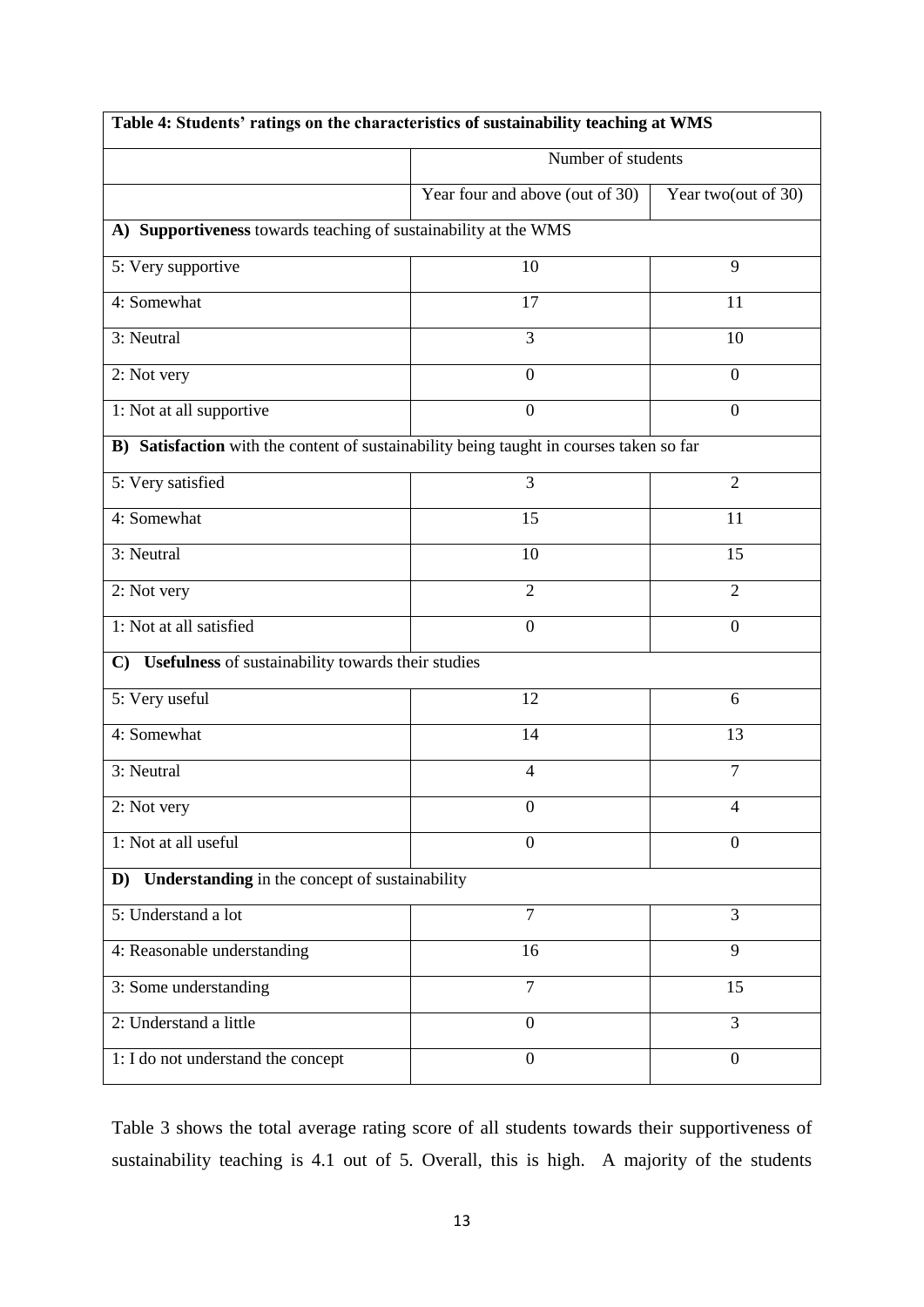| **Table 4: Students' ratings on the characteristics of sustainability teaching at WMS** | | |
|---|---|---|
| | Number of students | |
| | Year four and above (out of 30) | Year two(out of 30) |
| **A) Supportiveness** towards teaching of sustainability at the WMS | | |
| 5: Very supportive | 10 | 9 |
| 4: Somewhat | 17 | 11 |
| 3: Neutral | 3 | 10 |
| 2: Not very | 0 | 0 |
| 1: Not at all supportive | 0 | 0 |
| **B) Satisfaction** with the content of sustainability being taught in courses taken so far | | |
| 5: Very satisfied | 3 | 2 |
| 4: Somewhat | 15 | 11 |
| 3: Neutral | 10 | 15 |
| 2: Not very | 2 | 2 |
| 1: Not at all satisfied | 0 | 0 |
| **C) Usefulness** of sustainability towards their studies | | |
| 5: Very useful | 12 | 6 |
| 4: Somewhat | 14 | 13 |
| 3: Neutral | 4 | 7 |
| 2: Not very | 0 | 4 |
| 1: Not at all useful | 0 | 0 |
| **D) Understanding** in the concept of sustainability | | |
| 5: Understand a lot | 7 | 3 |
| 4: Reasonable understanding | 16 | 9 |
| 3: Some understanding | 7 | 15 |
| 2: Understand a little | 0 | 3 |
| 1: I do not understand the concept | 0 | 0 |

Table 3 shows the total average rating score of all students towards their supportiveness of sustainability teaching is 4.1 out of 5. Overall, this is high. A majority of the students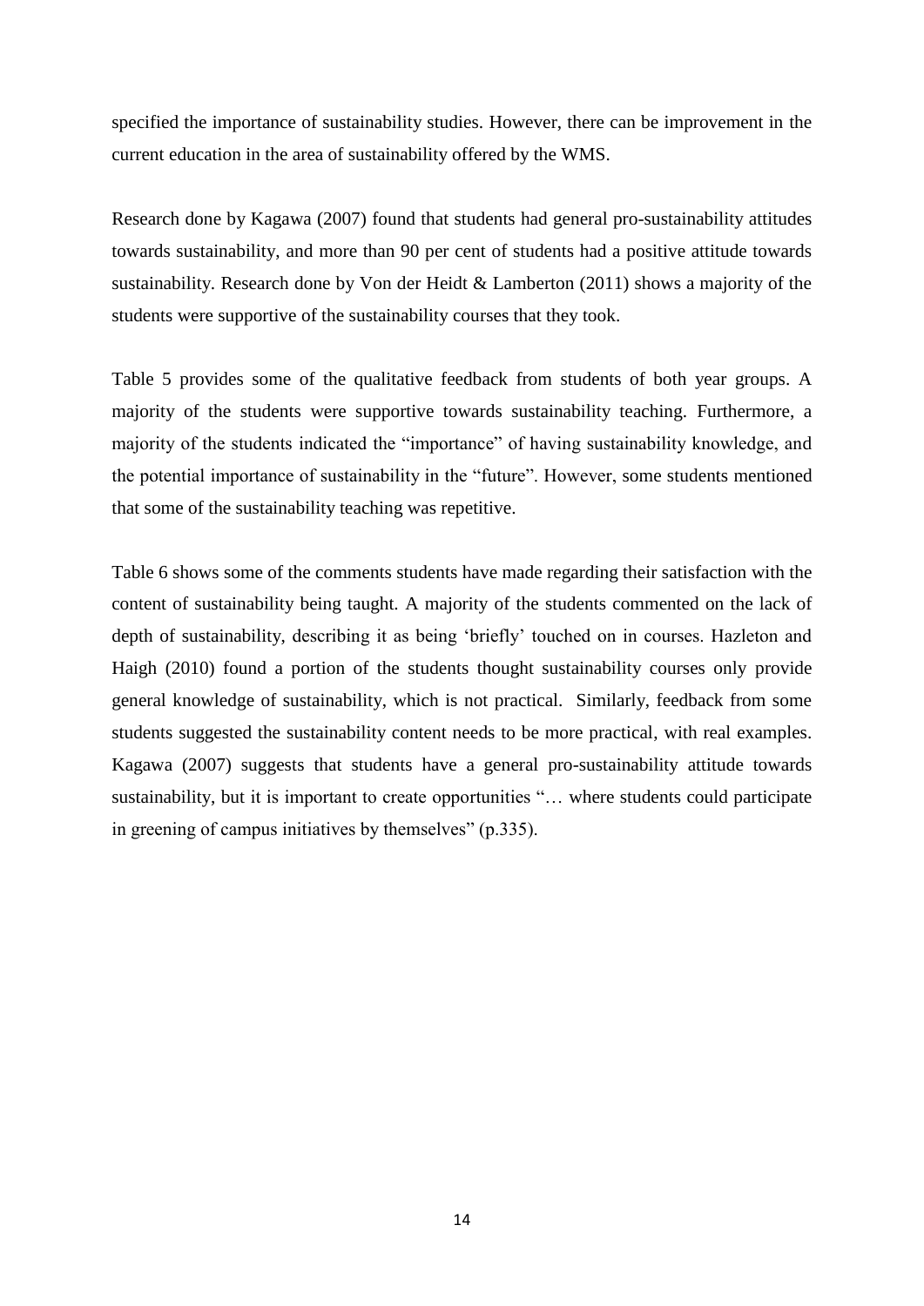specified the importance of sustainability studies. However, there can be improvement in the current education in the area of sustainability offered by the WMS.

Research done by Kagawa (2007) found that students had general pro-sustainability attitudes towards sustainability, and more than 90 per cent of students had a positive attitude towards sustainability. Research done by Von der Heidt & Lamberton (2011) shows a majority of the students were supportive of the sustainability courses that they took.

Table 5 provides some of the qualitative feedback from students of both year groups. A majority of the students were supportive towards sustainability teaching. Furthermore, a majority of the students indicated the "importance" of having sustainability knowledge, and the potential importance of sustainability in the "future". However, some students mentioned that some of the sustainability teaching was repetitive.

Table 6 shows some of the comments students have made regarding their satisfaction with the content of sustainability being taught. A majority of the students commented on the lack of depth of sustainability, describing it as being 'briefly' touched on in courses. Hazleton and Haigh (2010) found a portion of the students thought sustainability courses only provide general knowledge of sustainability, which is not practical. Similarly, feedback from some students suggested the sustainability content needs to be more practical, with real examples. Kagawa (2007) suggests that students have a general pro-sustainability attitude towards sustainability, but it is important to create opportunities "… where students could participate in greening of campus initiatives by themselves" (p.335).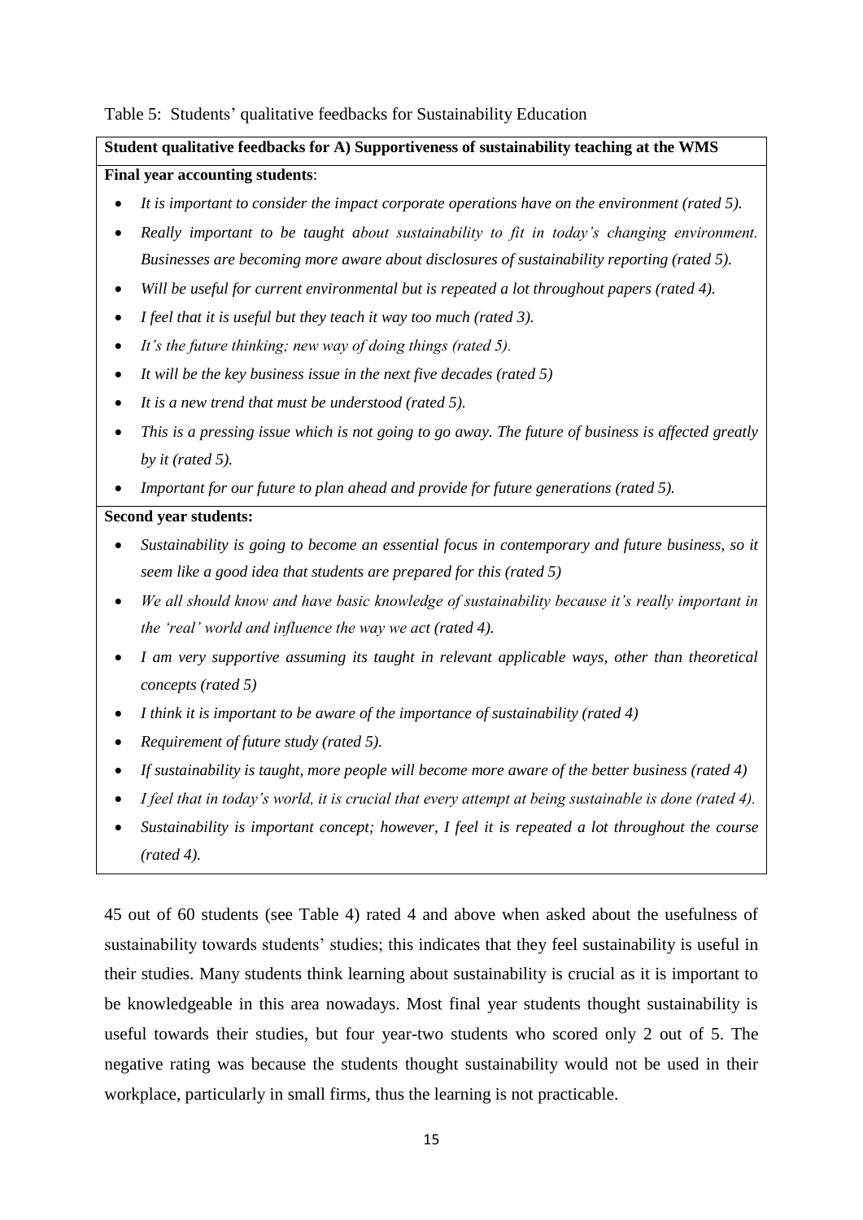Table 5: Students' qualitative feedbacks for Sustainability Education

**Student qualitative feedbacks for A) Supportiveness of sustainability teaching at the WMS**

**Final year accounting students**:

- *It is important to consider the impact corporate operations have on the environment (rated 5).*
- *Really important to be taught about sustainability to fit in today's changing environment. Businesses are becoming more aware about disclosures of sustainability reporting (rated 5).*
- *Will be useful for current environmental but is repeated a lot throughout papers (rated 4).*
- *I feel that it is useful but they teach it way too much (rated 3).*
- *It's the future thinking; new way of doing things (rated 5).*
- *It will be the key business issue in the next five decades (rated 5)*
- *It is a new trend that must be understood (rated 5).*
- *This is a pressing issue which is not going to go away. The future of business is affected greatly by it (rated 5).*
- *Important for our future to plan ahead and provide for future generations (rated 5).*

**Second year students:**

- *Sustainability is going to become an essential focus in contemporary and future business, so it seem like a good idea that students are prepared for this (rated 5)*
- *We all should know and have basic knowledge of sustainability because it's really important in the 'real' world and influence the way we act (rated 4).*
- *I am very supportive assuming its taught in relevant applicable ways, other than theoretical concepts (rated 5)*
- *I think it is important to be aware of the importance of sustainability (rated 4)*
- *Requirement of future study (rated 5).*
- *If sustainability is taught, more people will become more aware of the better business (rated 4)*
- *I feel that in today's world, it is crucial that every attempt at being sustainable is done (rated 4).*
- *Sustainability is important concept; however, I feel it is repeated a lot throughout the course (rated 4).*

45 out of 60 students (see Table 4) rated 4 and above when asked about the usefulness of sustainability towards students' studies; this indicates that they feel sustainability is useful in their studies. Many students think learning about sustainability is crucial as it is important to be knowledgeable in this area nowadays. Most final year students thought sustainability is useful towards their studies, but four year-two students who scored only 2 out of 5. The negative rating was because the students thought sustainability would not be used in their workplace, particularly in small firms, thus the learning is not practicable.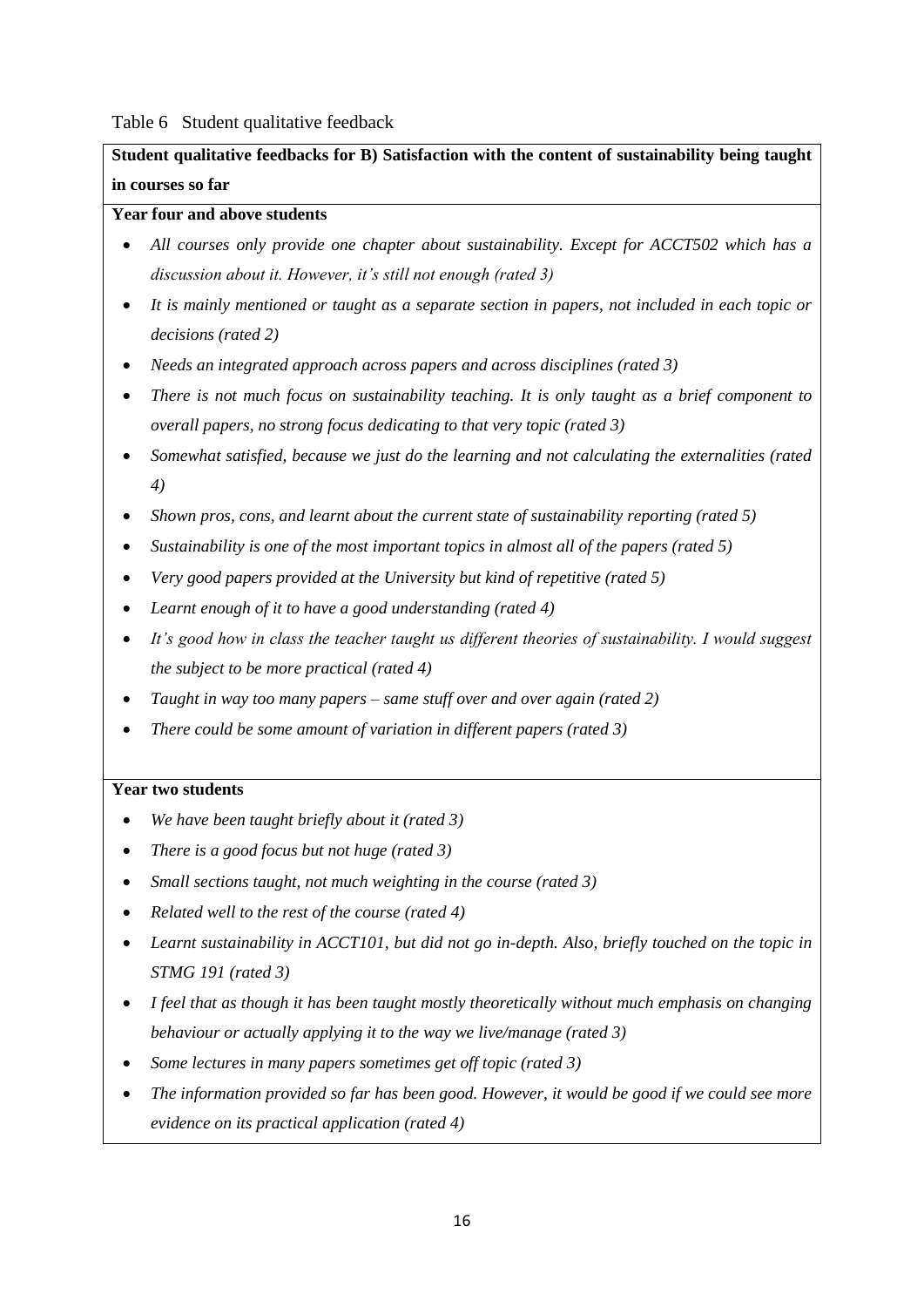Table 6 Student qualitative feedback

**Student qualitative feedbacks for B) Satisfaction with the content of sustainability being taught in courses so far**

**Year four and above students**

- *All courses only provide one chapter about sustainability. Except for ACCT502 which has a discussion about it. However, it's still not enough (rated 3)*
- *It is mainly mentioned or taught as a separate section in papers, not included in each topic or decisions (rated 2)*
- *Needs an integrated approach across papers and across disciplines (rated 3)*
- *There is not much focus on sustainability teaching. It is only taught as a brief component to overall papers, no strong focus dedicating to that very topic (rated 3)*
- *Somewhat satisfied, because we just do the learning and not calculating the externalities (rated 4)*
- *Shown pros, cons, and learnt about the current state of sustainability reporting (rated 5)*
- *Sustainability is one of the most important topics in almost all of the papers (rated 5)*
- *Very good papers provided at the University but kind of repetitive (rated 5)*
- *Learnt enough of it to have a good understanding (rated 4)*
- *It's good how in class the teacher taught us different theories of sustainability. I would suggest the subject to be more practical (rated 4)*
- *Taught in way too many papers – same stuff over and over again (rated 2)*
- *There could be some amount of variation in different papers (rated 3)*

**Year two students**

- *We have been taught briefly about it (rated 3)*
- *There is a good focus but not huge (rated 3)*
- *Small sections taught, not much weighting in the course (rated 3)*
- *Related well to the rest of the course (rated 4)*
- *Learnt sustainability in ACCT101, but did not go in-depth. Also, briefly touched on the topic in STMG 191 (rated 3)*
- *I feel that as though it has been taught mostly theoretically without much emphasis on changing behaviour or actually applying it to the way we live/manage (rated 3)*
- *Some lectures in many papers sometimes get off topic (rated 3)*
- *The information provided so far has been good. However, it would be good if we could see more evidence on its practical application (rated 4)*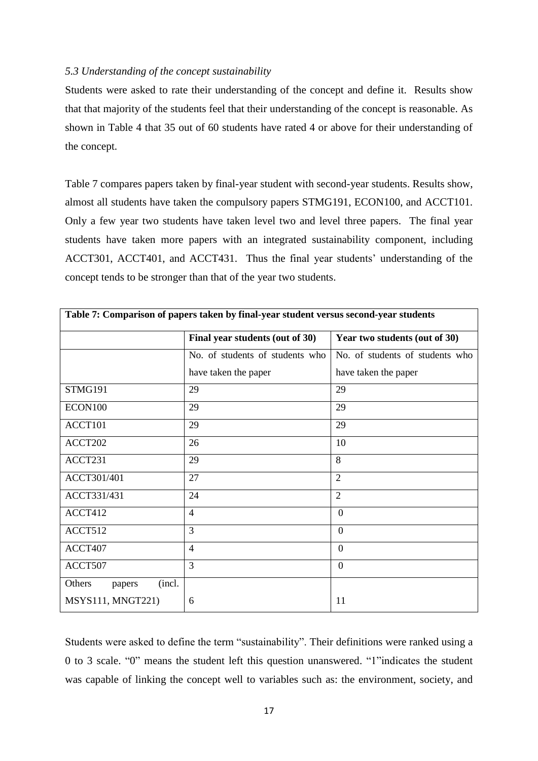*5.3 Understanding of the concept sustainability*

Students were asked to rate their understanding of the concept and define it. Results show that that majority of the students feel that their understanding of the concept is reasonable. As shown in Table 4 that 35 out of 60 students have rated 4 or above for their understanding of the concept.

Table 7 compares papers taken by final-year student with second-year students. Results show, almost all students have taken the compulsory papers STMG191, ECON100, and ACCT101. Only a few year two students have taken level two and level three papers. The final year students have taken more papers with an integrated sustainability component, including ACCT301, ACCT401, and ACCT431. Thus the final year students' understanding of the concept tends to be stronger than that of the year two students.

**Table 7: Comparison of papers taken by final-year student versus second-year students**

| | **Final year students (out of 30)** | **Year two students (out of 30)** |
|---|---|---|
| | No. of students of students who have taken the paper | No. of students of students who have taken the paper |
| STMG191 | 29 | 29 |
| ECON100 | 29 | 29 |
| ACCT101 | 29 | 29 |
| ACCT202 | 26 | 10 |
| ACCT231 | 29 | 8 |
| ACCT301/401 | 27 | 2 |
| ACCT331/431 | 24 | 2 |
| ACCT412 | 4 | 0 |
| ACCT512 | 3 | 0 |
| ACCT407 | 4 | 0 |
| ACCT507 | 3 | 0 |
| Others papers (incl. MSYS111, MNGT221) | 6 | 11 |

Students were asked to define the term "sustainability". Their definitions were ranked using a 0 to 3 scale. "0" means the student left this question unanswered. "1"indicates the student was capable of linking the concept well to variables such as: the environment, society, and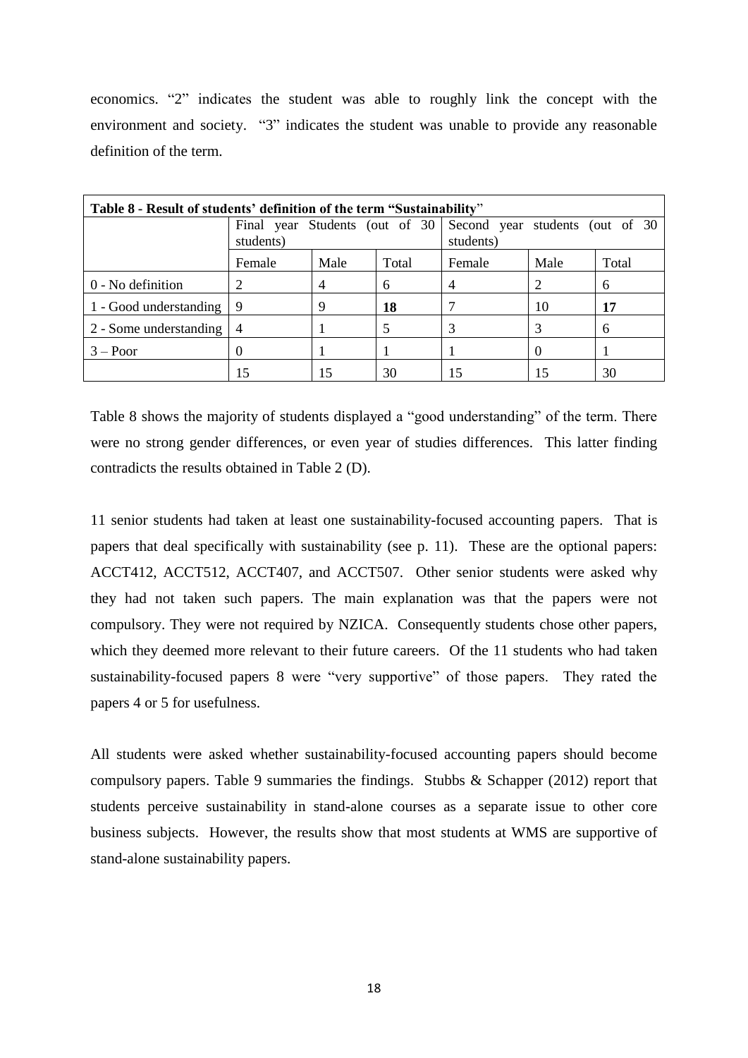economics. “2” indicates the student was able to roughly link the concept with the environment and society. “3” indicates the student was unable to provide any reasonable definition of the term.

**Table 8 - Result of students’ definition of the term “Sustainability”**

| | Final year Students (out of 30 students) | | | Second year students (out of 30 students) | | |
|---|---|---|---|---|---|---|
| | Female | Male | Total | Female | Male | Total |
| 0 - No definition | 2 | 4 | 6 | 4 | 2 | 6 |
| 1 - Good understanding | 9 | 9 | **18** | 7 | 10 | **17** |
| 2 - Some understanding | 4 | 1 | 5 | 3 | 3 | 6 |
| 3 – Poor | 0 | 1 | 1 | 1 | 0 | 1 |
| | 15 | 15 | 30 | 15 | 15 | 30 |

Table 8 shows the majority of students displayed a “good understanding” of the term. There were no strong gender differences, or even year of studies differences. This latter finding contradicts the results obtained in Table 2 (D).

11 senior students had taken at least one sustainability-focused accounting papers. That is papers that deal specifically with sustainability (see p. 11). These are the optional papers: ACCT412, ACCT512, ACCT407, and ACCT507. Other senior students were asked why they had not taken such papers. The main explanation was that the papers were not compulsory. They were not required by NZICA. Consequently students chose other papers, which they deemed more relevant to their future careers. Of the 11 students who had taken sustainability-focused papers 8 were “very supportive” of those papers. They rated the papers 4 or 5 for usefulness.

All students were asked whether sustainability-focused accounting papers should become compulsory papers. Table 9 summaries the findings. Stubbs & Schapper (2012) report that students perceive sustainability in stand-alone courses as a separate issue to other core business subjects. However, the results show that most students at WMS are supportive of stand-alone sustainability papers.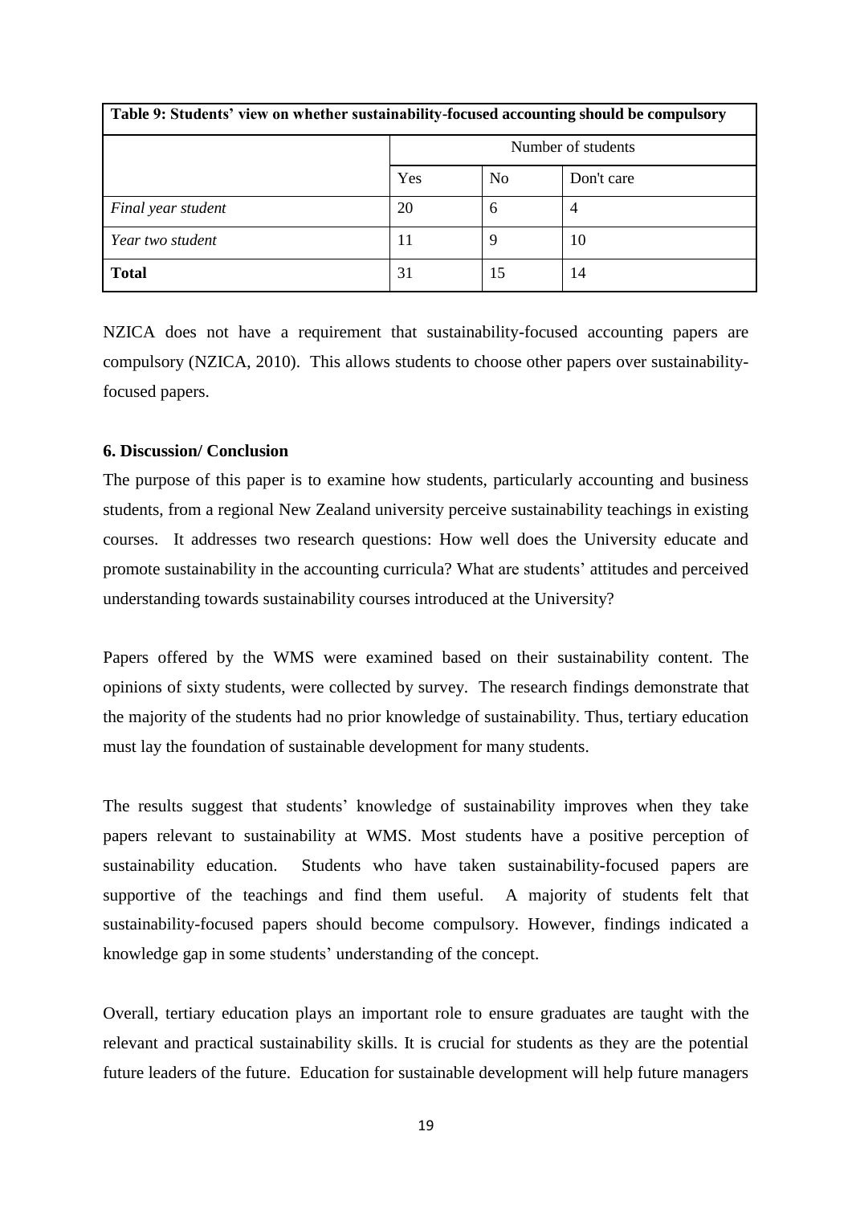**Table 9: Students' view on whether sustainability-focused accounting should be compulsory**

| | Number of students | | |
|---|---|---|---|
| | Yes | No | Don't care |
| *Final year student* | 20 | 6 | 4 |
| *Year two student* | 11 | 9 | 10 |
| **Total** | 31 | 15 | 14 |

NZICA does not have a requirement that sustainability-focused accounting papers are compulsory (NZICA, 2010). This allows students to choose other papers over sustainability-focused papers.

### 6. Discussion/ Conclusion

The purpose of this paper is to examine how students, particularly accounting and business students, from a regional New Zealand university perceive sustainability teachings in existing courses. It addresses two research questions: How well does the University educate and promote sustainability in the accounting curricula? What are students' attitudes and perceived understanding towards sustainability courses introduced at the University?

Papers offered by the WMS were examined based on their sustainability content. The opinions of sixty students, were collected by survey. The research findings demonstrate that the majority of the students had no prior knowledge of sustainability. Thus, tertiary education must lay the foundation of sustainable development for many students.

The results suggest that students' knowledge of sustainability improves when they take papers relevant to sustainability at WMS. Most students have a positive perception of sustainability education. Students who have taken sustainability-focused papers are supportive of the teachings and find them useful. A majority of students felt that sustainability-focused papers should become compulsory. However, findings indicated a knowledge gap in some students' understanding of the concept.

Overall, tertiary education plays an important role to ensure graduates are taught with the relevant and practical sustainability skills. It is crucial for students as they are the potential future leaders of the future. Education for sustainable development will help future managers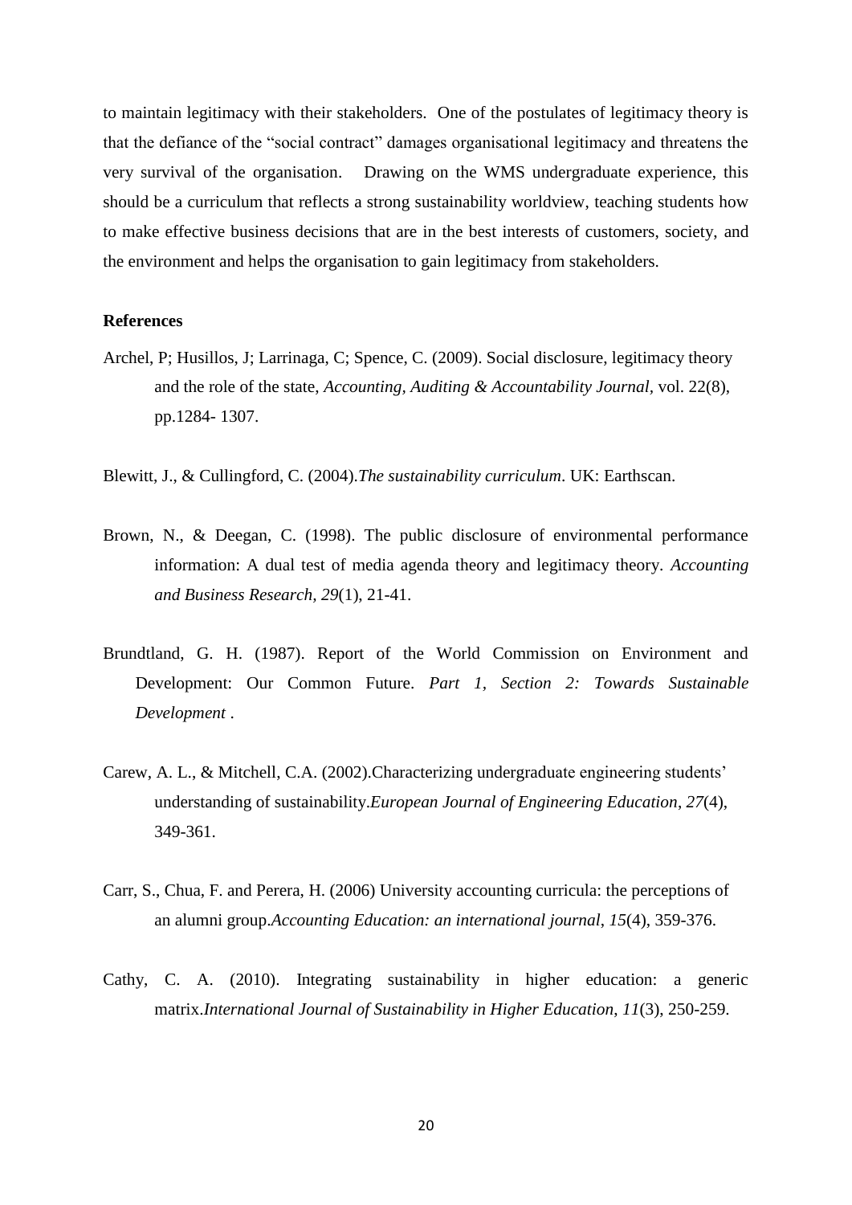to maintain legitimacy with their stakeholders. One of the postulates of legitimacy theory is that the defiance of the "social contract" damages organisational legitimacy and threatens the very survival of the organisation. Drawing on the WMS undergraduate experience, this should be a curriculum that reflects a strong sustainability worldview, teaching students how to make effective business decisions that are in the best interests of customers, society, and the environment and helps the organisation to gain legitimacy from stakeholders.

**References**

Archel, P; Husillos, J; Larrinaga, C; Spence, C. (2009). Social disclosure, legitimacy theory and the role of the state, *Accounting, Auditing & Accountability Journal*, vol. 22(8), pp.1284- 1307.

Blewitt, J., & Cullingford, C. (2004).*The sustainability curriculum*. UK: Earthscan.

Brown, N., & Deegan, C. (1998). The public disclosure of environmental performance information: A dual test of media agenda theory and legitimacy theory. *Accounting and Business Research*, *29*(1), 21-41.

Brundtland, G. H. (1987). Report of the World Commission on Environment and Development: Our Common Future. *Part 1, Section 2: Towards Sustainable Development* .

Carew, A. L., & Mitchell, C.A. (2002).Characterizing undergraduate engineering students' understanding of sustainability.*European Journal of Engineering Education*, *27*(4), 349-361.

Carr, S., Chua, F. and Perera, H. (2006) University accounting curricula: the perceptions of an alumni group.*Accounting Education: an international journal*, *15*(4), 359-376.

Cathy, C. A. (2010). Integrating sustainability in higher education: a generic matrix.*International Journal of Sustainability in Higher Education*, *11*(3), 250-259.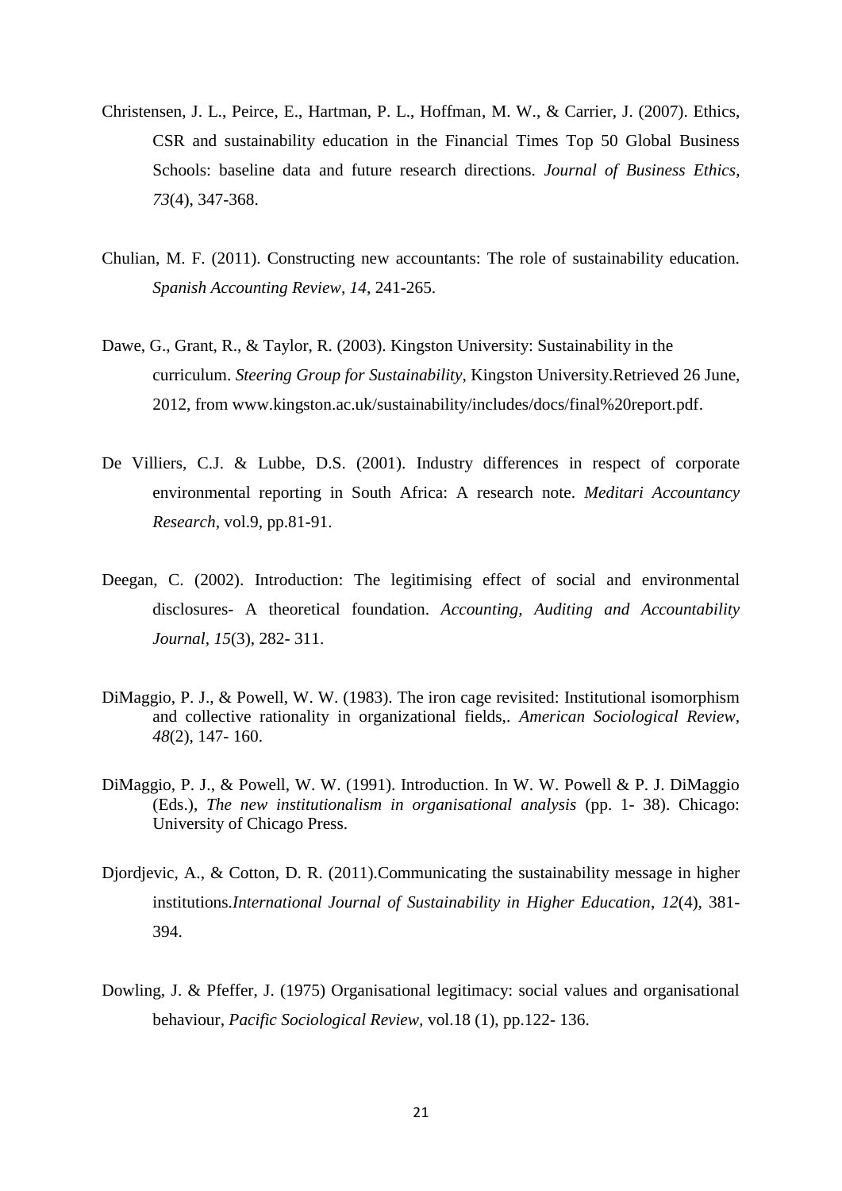Christensen, J. L., Peirce, E., Hartman, P. L., Hoffman, M. W., & Carrier, J. (2007). Ethics, CSR and sustainability education in the Financial Times Top 50 Global Business Schools: baseline data and future research directions. *Journal of Business Ethics*, *73*(4), 347-368.

Chulian, M. F. (2011). Constructing new accountants: The role of sustainability education. *Spanish Accounting Review*, *14*, 241-265.

Dawe, G., Grant, R., & Taylor, R. (2003). Kingston University: Sustainability in the curriculum. *Steering Group for Sustainability*, Kingston University.Retrieved 26 June, 2012, from www.kingston.ac.uk/sustainability/includes/docs/final%20report.pdf.

De Villiers, C.J. & Lubbe, D.S. (2001). Industry differences in respect of corporate environmental reporting in South Africa: A research note. *Meditari Accountancy Research*, vol.9, pp.81-91.

Deegan, C. (2002). Introduction: The legitimising effect of social and environmental disclosures- A theoretical foundation. *Accounting, Auditing and Accountability Journal*, *15*(3), 282- 311.

DiMaggio, P. J., & Powell, W. W. (1983). The iron cage revisited: Institutional isomorphism and collective rationality in organizational fields,. *American Sociological Review*, *48*(2), 147- 160.

DiMaggio, P. J., & Powell, W. W. (1991). Introduction. In W. W. Powell & P. J. DiMaggio (Eds.), *The new institutionalism in organisational analysis* (pp. 1- 38). Chicago: University of Chicago Press.

Djordjevic, A., & Cotton, D. R. (2011).Communicating the sustainability message in higher institutions.*International Journal of Sustainability in Higher Education*, *12*(4), 381-394.

Dowling, J. & Pfeffer, J. (1975) Organisational legitimacy: social values and organisational behaviour, *Pacific Sociological Review*, vol.18 (1), pp.122- 136.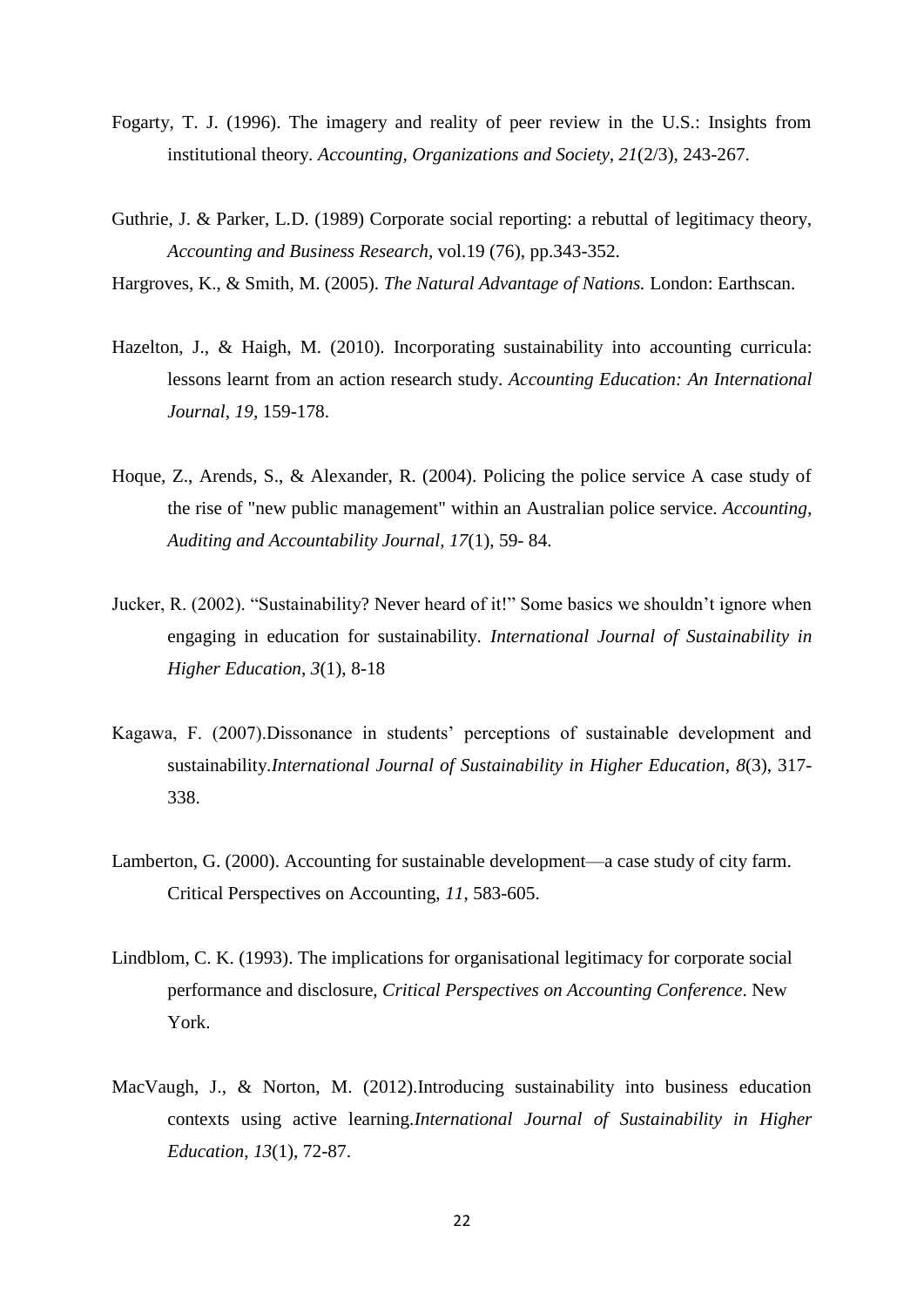Fogarty, T. J. (1996). The imagery and reality of peer review in the U.S.: Insights from institutional theory. *Accounting, Organizations and Society*, *21*(2/3), 243-267.

Guthrie, J. & Parker, L.D. (1989) Corporate social reporting: a rebuttal of legitimacy theory, *Accounting and Business Research*, vol.19 (76), pp.343-352.

Hargroves, K., & Smith, M. (2005). *The Natural Advantage of Nations.* London: Earthscan.

Hazelton, J., & Haigh, M. (2010). Incorporating sustainability into accounting curricula: lessons learnt from an action research study. *Accounting Education: An International Journal*, *19*, 159-178.

Hoque, Z., Arends, S., & Alexander, R. (2004). Policing the police service A case study of the rise of "new public management" within an Australian police service. *Accounting, Auditing and Accountability Journal, 17*(1), 59- 84.

Jucker, R. (2002). "Sustainability? Never heard of it!" Some basics we shouldn't ignore when engaging in education for sustainability. *International Journal of Sustainability in Higher Education*, *3*(1), 8-18

Kagawa, F. (2007).Dissonance in students' perceptions of sustainable development and sustainability.*International Journal of Sustainability in Higher Education*, *8*(3), 317-338.

Lamberton, G. (2000). Accounting for sustainable development—a case study of city farm. Critical Perspectives on Accounting, *11*, 583-605.

Lindblom, C. K. (1993). The implications for organisational legitimacy for corporate social performance and disclosure, *Critical Perspectives on Accounting Conference*. New York.

MacVaugh, J., & Norton, M. (2012).Introducing sustainability into business education contexts using active learning.*International Journal of Sustainability in Higher Education*, *13*(1), 72-87.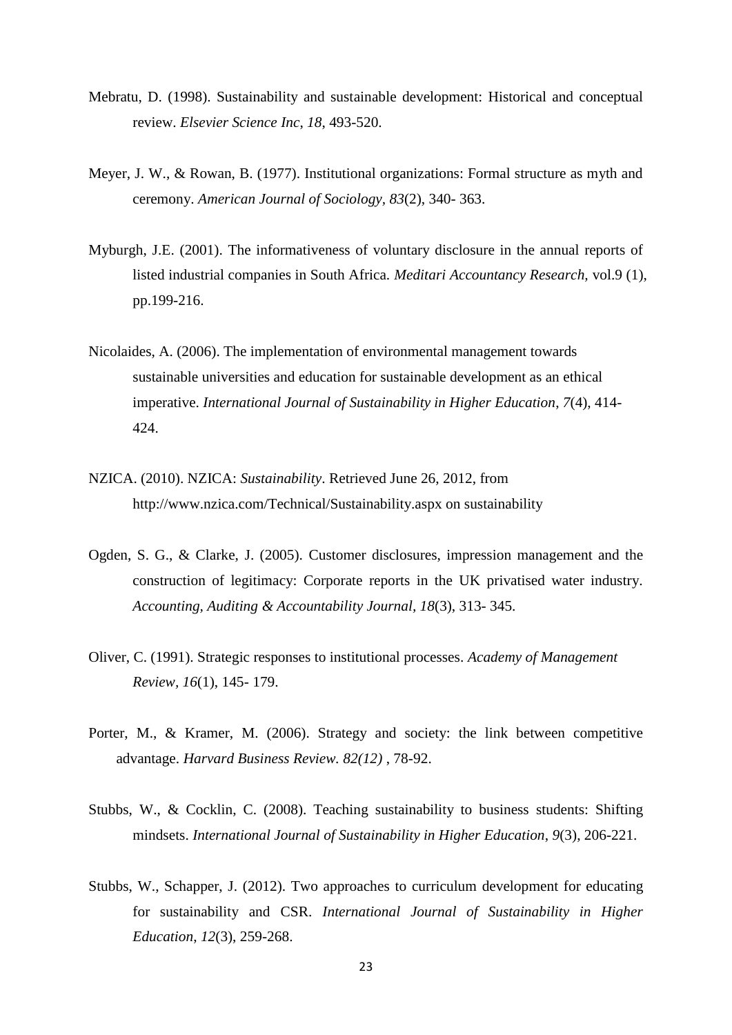Mebratu, D. (1998). Sustainability and sustainable development: Historical and conceptual review. *Elsevier Science Inc*, *18*, 493-520.

Meyer, J. W., & Rowan, B. (1977). Institutional organizations: Formal structure as myth and ceremony. *American Journal of Sociology*, *83*(2), 340- 363.

Myburgh, J.E. (2001). The informativeness of voluntary disclosure in the annual reports of listed industrial companies in South Africa. *Meditari Accountancy Research,* vol.9 (1), pp.199-216.

Nicolaides, A. (2006). The implementation of environmental management towards sustainable universities and education for sustainable development as an ethical imperative. *International Journal of Sustainability in Higher Education*, *7*(4), 414-424.

NZICA. (2010). NZICA: *Sustainability*. Retrieved June 26, 2012, from http://www.nzica.com/Technical/Sustainability.aspx on sustainability

Ogden, S. G., & Clarke, J. (2005). Customer disclosures, impression management and the construction of legitimacy: Corporate reports in the UK privatised water industry. *Accounting, Auditing & Accountability Journal, 18*(3), 313- 345.

Oliver, C. (1991). Strategic responses to institutional processes. *Academy of Management Review*, *16*(1), 145- 179.

Porter, M., & Kramer, M. (2006). Strategy and society: the link between competitive advantage. *Harvard Business Review. 82(12)* , 78-92.

Stubbs, W., & Cocklin, C. (2008). Teaching sustainability to business students: Shifting mindsets. *International Journal of Sustainability in Higher Education*, *9*(3), 206-221.

Stubbs, W., Schapper, J. (2012). Two approaches to curriculum development for educating for sustainability and CSR. *International Journal of Sustainability in Higher Education*, *12*(3), 259-268.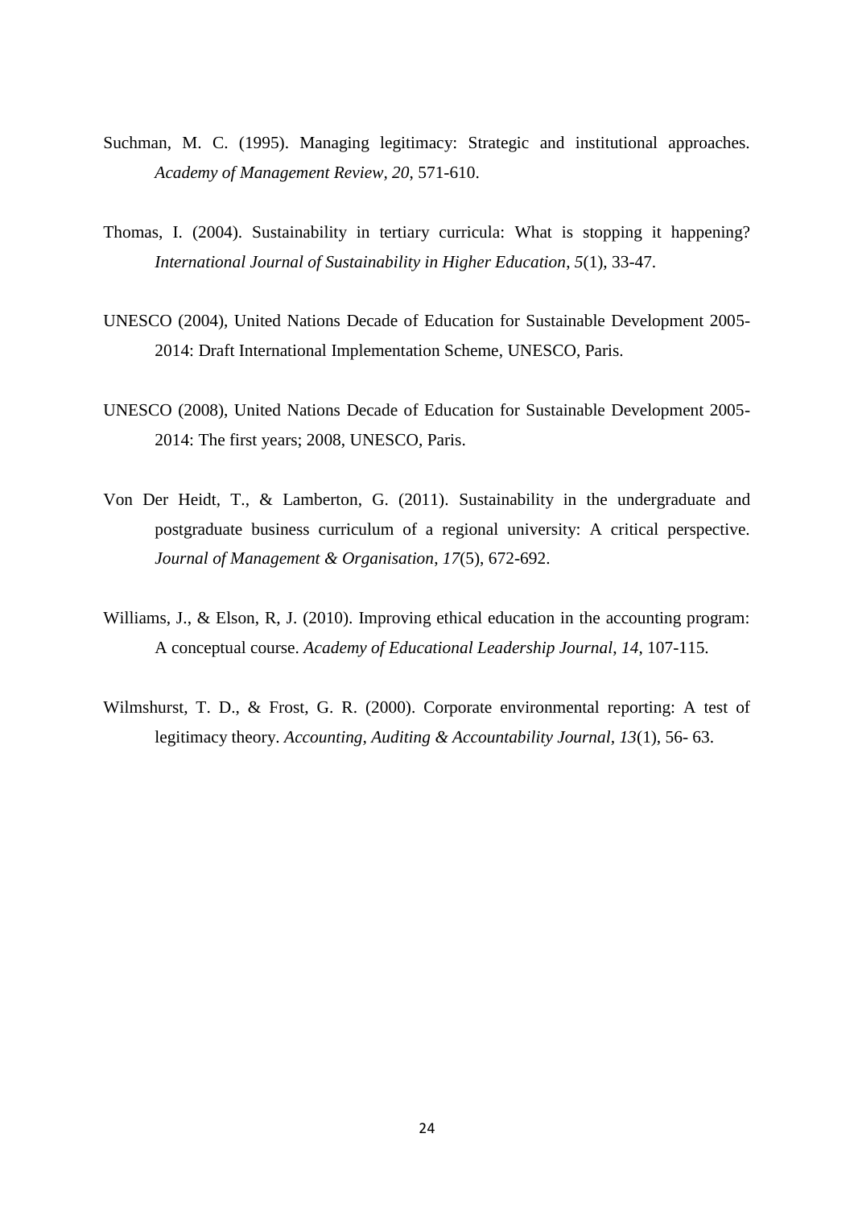Suchman, M. C. (1995). Managing legitimacy: Strategic and institutional approaches. *Academy of Management Review, 20*, 571-610.

Thomas, I. (2004). Sustainability in tertiary curricula: What is stopping it happening? *International Journal of Sustainability in Higher Education*, *5*(1), 33-47.

UNESCO (2004), United Nations Decade of Education for Sustainable Development 2005-2014: Draft International Implementation Scheme, UNESCO, Paris.

UNESCO (2008), United Nations Decade of Education for Sustainable Development 2005-2014: The first years; 2008, UNESCO, Paris.

Von Der Heidt, T., & Lamberton, G. (2011). Sustainability in the undergraduate and postgraduate business curriculum of a regional university: A critical perspective. *Journal of Management & Organisation*, *17*(5), 672-692.

Williams, J., & Elson, R, J. (2010). Improving ethical education in the accounting program: A conceptual course. *Academy of Educational Leadership Journal*, *14*, 107-115.

Wilmshurst, T. D., & Frost, G. R. (2000). Corporate environmental reporting: A test of legitimacy theory. *Accounting, Auditing & Accountability Journal*, *13*(1), 56- 63.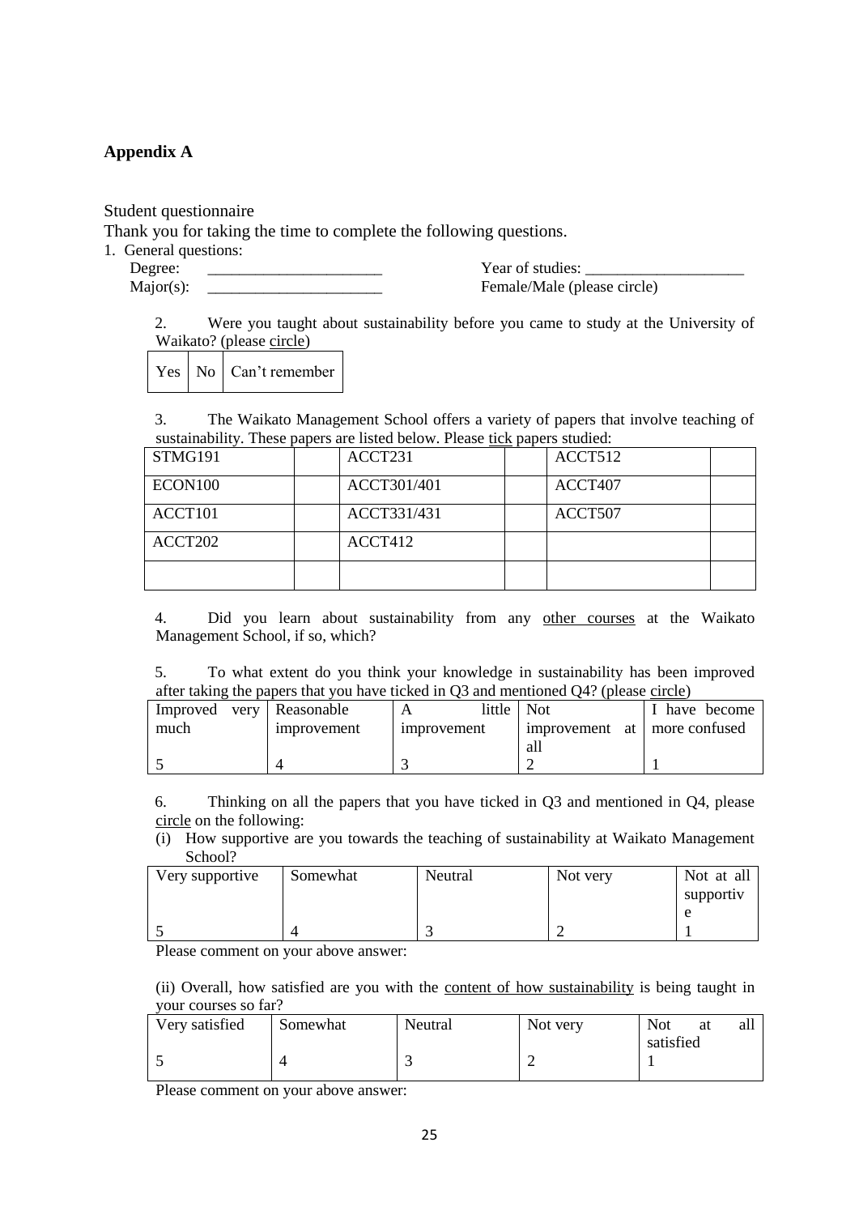## Appendix A

Student questionnaire

Thank you for taking the time to complete the following questions.

1. General questions:

Degree: ______________________ Year of studies: ____________________

Major(s): ______________________ Female/Male (please circle)

2. Were you taught about sustainability before you came to study at the University of Waikato? (please circle)

| Yes | No | Can't remember |
|---|---|---|

3. The Waikato Management School offers a variety of papers that involve teaching of sustainability. These papers are listed below. Please tick papers studied:

| STMG191 | | ACCT231 | | ACCT512 | |
|---|---|---|---|---|---|
| ECON100 | | ACCT301/401 | | ACCT407 | |
| ACCT101 | | ACCT331/431 | | ACCT507 | |
| ACCT202 | | ACCT412 | | | |
| | | | | | |

4. Did you learn about sustainability from any other courses at the Waikato Management School, if so, which?

5. To what extent do you think your knowledge in sustainability has been improved after taking the papers that you have ticked in Q3 and mentioned Q4? (please circle)

| Improved very much | Reasonable improvement | A little improvement | Not improvement at all | I have become more confused |
|---|---|---|---|---|
| 5 | 4 | 3 | 2 | 1 |

6. Thinking on all the papers that you have ticked in Q3 and mentioned in Q4, please circle on the following:

(i) How supportive are you towards the teaching of sustainability at Waikato Management School?

| Very supportive | Somewhat | Neutral | Not very | Not at all supportive |
|---|---|---|---|---|
| 5 | 4 | 3 | 2 | 1 |

Please comment on your above answer:

(ii) Overall, how satisfied are you with the content of how sustainability is being taught in your courses so far?

| Very satisfied | Somewhat | Neutral | Not very | Not at all satisfied |
|---|---|---|---|---|
| 5 | 4 | 3 | 2 | 1 |

Please comment on your above answer: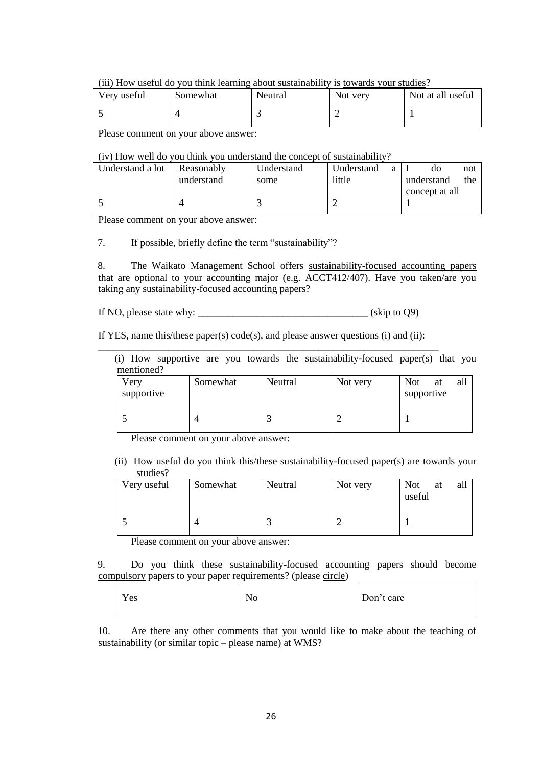(iii) How useful do you think learning about sustainability is towards your studies?

| Very useful | Somewhat | Neutral | Not very | Not at all useful |
|---|---|---|---|---|
| 5 | 4 | 3 | 2 | 1 |

Please comment on your above answer:

(iv) How well do you think you understand the concept of sustainability?

| Understand a lot | Reasonably understand | Understand some | Understand a little | I do not understand the concept at all |
|---|---|---|---|---|
| 5 | 4 | 3 | 2 | 1 |

Please comment on your above answer:

7. If possible, briefly define the term "sustainability"?

8. The Waikato Management School offers sustainability-focused accounting papers that are optional to your accounting major (e.g. ACCT412/407). Have you taken/are you taking any sustainability-focused accounting papers?

If NO, please state why: __________________________________ (skip to Q9)

If YES, name this/these paper(s) code(s), and please answer questions (i) and (ii):

___________________________________________________________________

(i) How supportive are you towards the sustainability-focused paper(s) that you mentioned?

| Very supportive | Somewhat | Neutral | Not very | Not at all supportive |
|---|---|---|---|---|
| 5 | 4 | 3 | 2 | 1 |

Please comment on your above answer:

(ii) How useful do you think this/these sustainability-focused paper(s) are towards your studies?

| Very useful | Somewhat | Neutral | Not very | Not at all useful |
|---|---|---|---|---|
| 5 | 4 | 3 | 2 | 1 |

Please comment on your above answer:

9. Do you think these sustainability-focused accounting papers should become compulsory papers to your paper requirements? (please circle)

| Yes | No | Don't care |
|---|---|---|

10. Are there any other comments that you would like to make about the teaching of sustainability (or similar topic – please name) at WMS?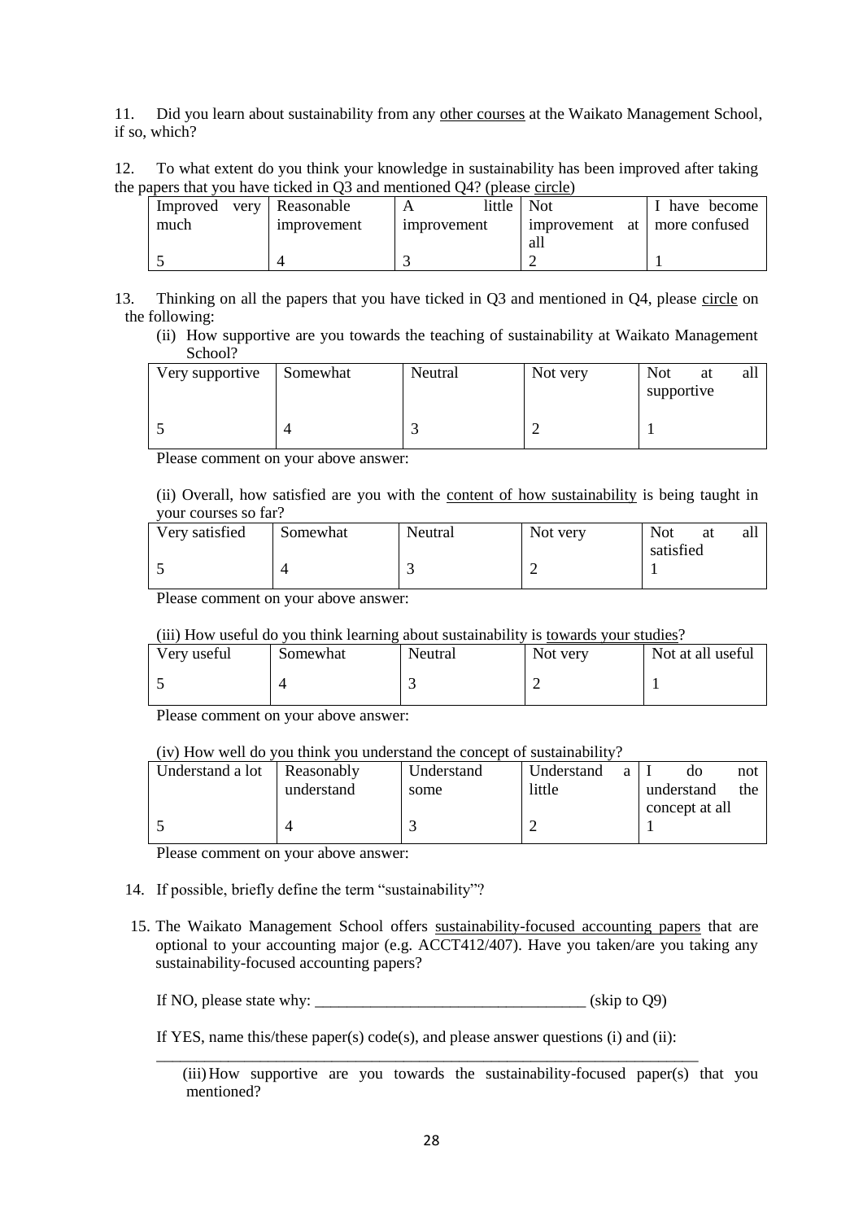11. Did you learn about sustainability from any other courses at the Waikato Management School, if so, which?

12. To what extent do you think your knowledge in sustainability has been improved after taking the papers that you have ticked in Q3 and mentioned Q4? (please circle)

| Improved very much | Reasonable improvement | A little improvement | Not improvement at all | I have become more confused |
|---|---|---|---|---|
| 5 | 4 | 3 | 2 | 1 |

13. Thinking on all the papers that you have ticked in Q3 and mentioned in Q4, please circle on the following:

(ii) How supportive are you towards the teaching of sustainability at Waikato Management School?

| Very supportive | Somewhat | Neutral | Not very | Not at all supportive |
|---|---|---|---|---|
| 5 | 4 | 3 | 2 | 1 |

Please comment on your above answer:

(ii) Overall, how satisfied are you with the content of how sustainability is being taught in your courses so far?

| Very satisfied | Somewhat | Neutral | Not very | Not at all satisfied |
|---|---|---|---|---|
| 5 | 4 | 3 | 2 | 1 |

Please comment on your above answer:

(iii) How useful do you think learning about sustainability is towards your studies?

| Very useful | Somewhat | Neutral | Not very | Not at all useful |
|---|---|---|---|---|
| 5 | 4 | 3 | 2 | 1 |

Please comment on your above answer:

(iv) How well do you think you understand the concept of sustainability?

| Understand a lot | Reasonably understand | Understand some | Understand a little | I do not understand the concept at all |
|---|---|---|---|---|
| 5 | 4 | 3 | 2 | 1 |

Please comment on your above answer:

14. If possible, briefly define the term "sustainability"?

15. The Waikato Management School offers sustainability-focused accounting papers that are optional to your accounting major (e.g. ACCT412/407). Have you taken/are you taking any sustainability-focused accounting papers?

If NO, please state why: __________________________________ (skip to Q9)

If YES, name this/these paper(s) code(s), and please answer questions (i) and (ii):
______________________________________________________________________

(iii) How supportive are you towards the sustainability-focused paper(s) that you mentioned?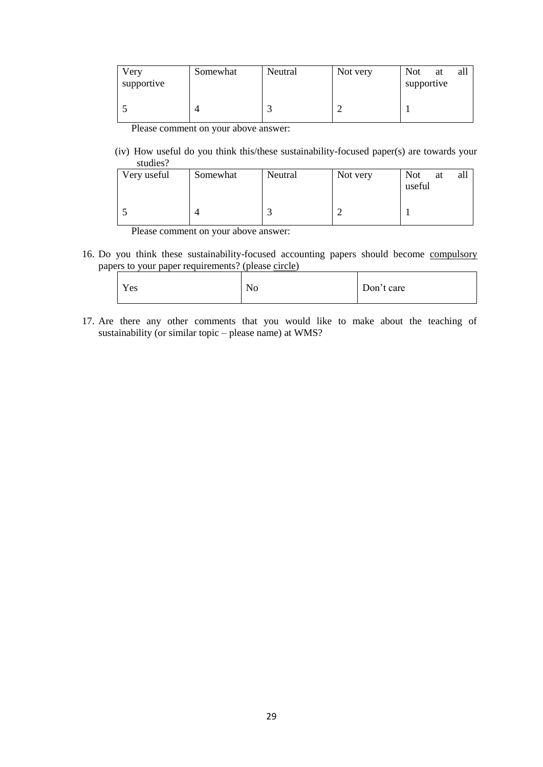| | | | | |
|---|---|---|---|---|
| Very supportive | Somewhat | Neutral | Not very | Not at all supportive |
| 5 | 4 | 3 | 2 | 1 |

Please comment on your above answer:

(iv) How useful do you think this/these sustainability-focused paper(s) are towards your studies?

| | | | | |
|---|---|---|---|---|
| Very useful | Somewhat | Neutral | Not very | Not at all useful |
| 5 | 4 | 3 | 2 | 1 |

Please comment on your above answer:

16. Do you think these sustainability-focused accounting papers should become compulsory papers to your paper requirements? (please circle)

| | | |
|---|---|---|
| Yes | No | Don't care |

17. Are there any other comments that you would like to make about the teaching of sustainability (or similar topic – please name) at WMS?